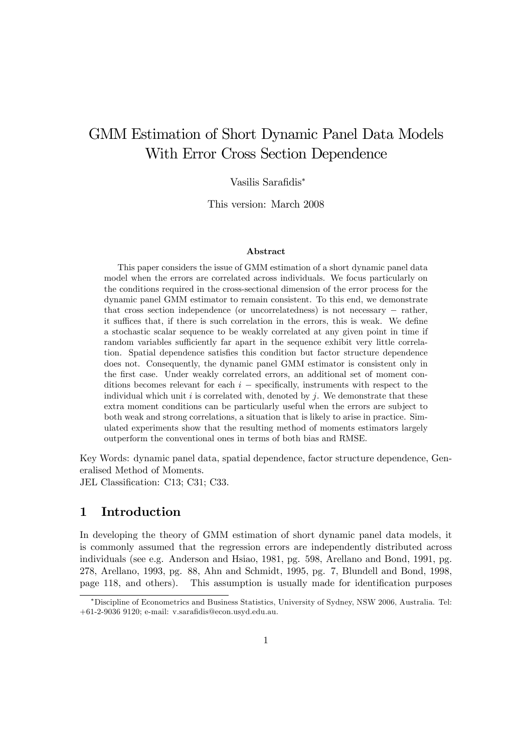# GMM Estimation of Short Dynamic Panel Data Models With Error Cross Section Dependence

Vasilis Sarafidis*

This version: March 2008

### Abstract

This paper considers the issue of GMM estimation of a short dynamic panel data model when the errors are correlated across individuals. We focus particularly on the conditions required in the cross-sectional dimension of the error process for the dynamic panel GMM estimator to remain consistent. To this end, we demonstrate that cross section independence (or uncorrelatedness) is not necessary − rather, it suffices that, if there is such correlation in the errors, this is weak. We define a stochastic scalar sequence to be weakly correlated at any given point in time if random variables sufficiently far apart in the sequence exhibit very little correlation. Spatial dependence satisfies this condition but factor structure dependence does not. Consequently, the dynamic panel GMM estimator is consistent only in the first case. Under weakly correlated errors, an additional set of moment conditions becomes relevant for each $i$ − specifically, instruments with respect to the individual which unit $i$ is correlated with, denoted by $j$. We demonstrate that these extra moment conditions can be particularly useful when the errors are subject to both weak and strong correlations, a situation that is likely to arise in practice. Simulated experiments show that the resulting method of moments estimators largely outperform the conventional ones in terms of both bias and RMSE.

Key Words: dynamic panel data, spatial dependence, factor structure dependence, Generalised Method of Moments.
JEL Classification: C13; C31; C33.

## 1 Introduction

In developing the theory of GMM estimation of short dynamic panel data models, it is commonly assumed that the regression errors are independently distributed across individuals (see e.g. Anderson and Hsiao, 1981, pg. 598, Arellano and Bond, 1991, pg. 278, Arellano, 1993, pg. 88, Ahn and Schmidt, 1995, pg. 7, Blundell and Bond, 1998, page 118, and others). This assumption is usually made for identification purposes

*Discipline of Econometrics and Business Statistics, University of Sydney, NSW 2006, Australia. Tel: +61-2-9036 9120; e-mail: v.sarafidis@econ.usyd.edu.au.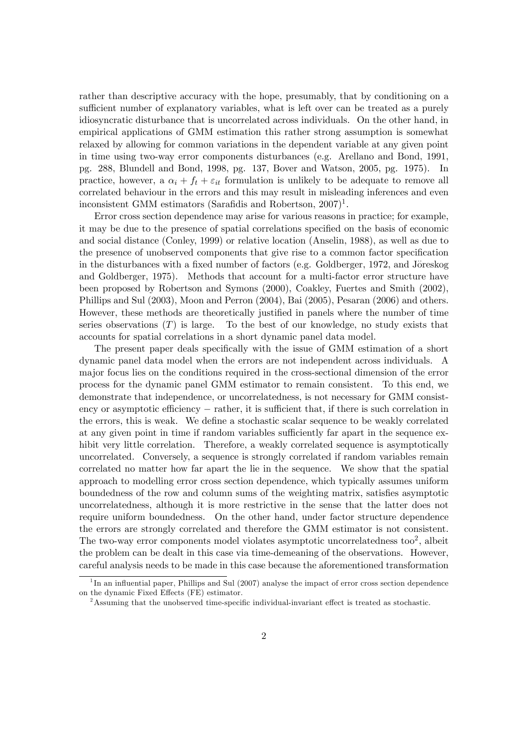rather than descriptive accuracy with the hope, presumably, that by conditioning on a sufficient number of explanatory variables, what is left over can be treated as a purely idiosyncratic disturbance that is uncorrelated across individuals. On the other hand, in empirical applications of GMM estimation this rather strong assumption is somewhat relaxed by allowing for common variations in the dependent variable at any given point in time using two-way error components disturbances (e.g. Arellano and Bond, 1991, pg. 288, Blundell and Bond, 1998, pg. 137, Bover and Watson, 2005, pg. 1975). In practice, however, a $\alpha_i + f_t + \varepsilon_{it}$ formulation is unlikely to be adequate to remove all correlated behaviour in the errors and this may result in misleading inferences and even inconsistent GMM estimators (Sarafidis and Robertson, 2007)[1].

Error cross section dependence may arise for various reasons in practice; for example, it may be due to the presence of spatial correlations specified on the basis of economic and social distance (Conley, 1999) or relative location (Anselin, 1988), as well as due to the presence of unobserved components that give rise to a common factor specification in the disturbances with a fixed number of factors (e.g. Goldberger, 1972, and Jöreskog and Goldberger, 1975). Methods that account for a multi-factor error structure have been proposed by Robertson and Symons (2000), Coakley, Fuertes and Smith (2002), Phillips and Sul (2003), Moon and Perron (2004), Bai (2005), Pesaran (2006) and others. However, these methods are theoretically justified in panels where the number of time series observations ($T$) is large. To the best of our knowledge, no study exists that accounts for spatial correlations in a short dynamic panel data model.

The present paper deals specifically with the issue of GMM estimation of a short dynamic panel data model when the errors are not independent across individuals. A major focus lies on the conditions required in the cross-sectional dimension of the error process for the dynamic panel GMM estimator to remain consistent. To this end, we demonstrate that independence, or uncorrelatedness, is not necessary for GMM consistency or asymptotic efficiency $-$ rather, it is sufficient that, if there is such correlation in the errors, this is weak. We define a stochastic scalar sequence to be weakly correlated at any given point in time if random variables sufficiently far apart in the sequence exhibit very little correlation. Therefore, a weakly correlated sequence is asymptotically uncorrelated. Conversely, a sequence is strongly correlated if random variables remain correlated no matter how far apart the lie in the sequence. We show that the spatial approach to modelling error cross section dependence, which typically assumes uniform boundedness of the row and column sums of the weighting matrix, satisfies asymptotic uncorrelatedness, although it is more restrictive in the sense that the latter does not require uniform boundedness. On the other hand, under factor structure dependence the errors are strongly correlated and therefore the GMM estimator is not consistent. The two-way error components model violates asymptotic uncorrelatedness too[2], albeit the problem can be dealt in this case via time-demeaning of the observations. However, careful analysis needs to be made in this case because the aforementioned transformation

[1] In an influential paper, Phillips and Sul (2007) analyse the impact of error cross section dependence on the dynamic Fixed Effects (FE) estimator.

[2] Assuming that the unobserved time-specific individual-invariant effect is treated as stochastic.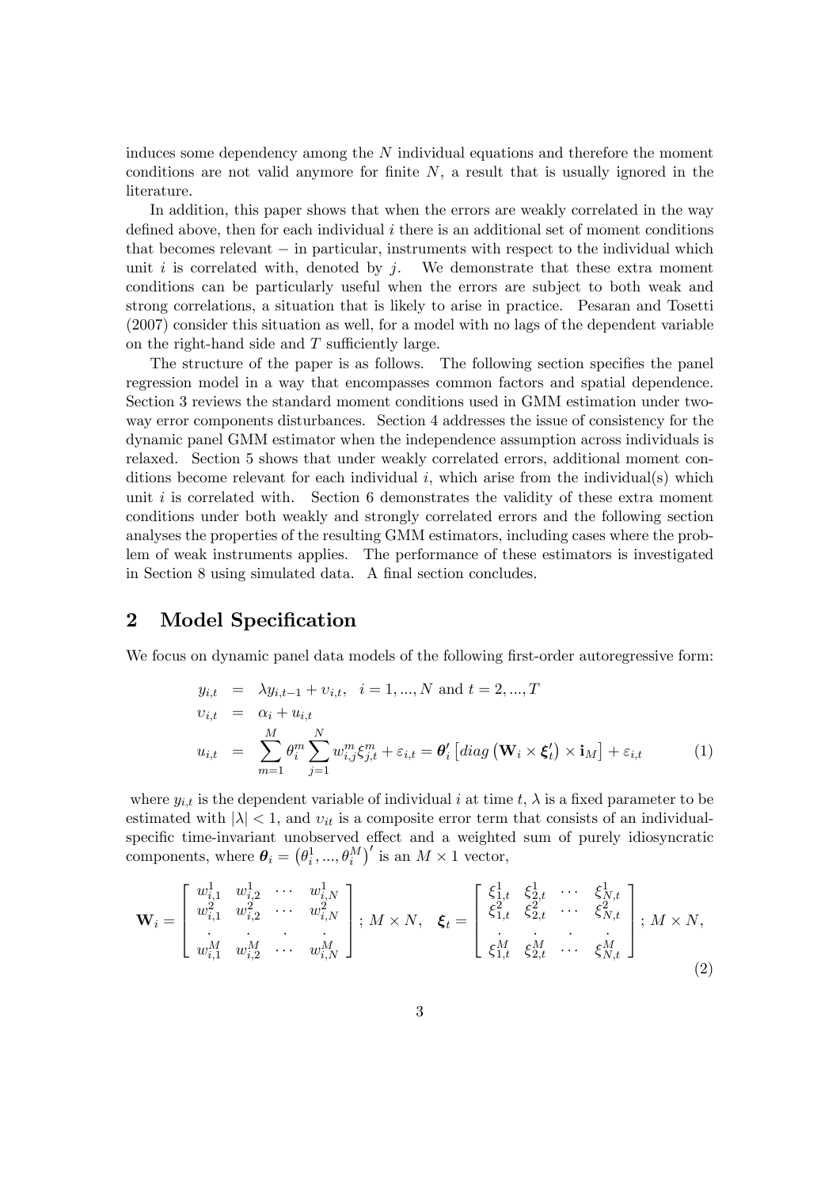induces some dependency among the $N$ individual equations and therefore the moment conditions are not valid anymore for finite $N$, a result that is usually ignored in the literature.

In addition, this paper shows that when the errors are weakly correlated in the way defined above, then for each individual $i$ there is an additional set of moment conditions that becomes relevant − in particular, instruments with respect to the individual which unit $i$ is correlated with, denoted by $j$. We demonstrate that these extra moment conditions can be particularly useful when the errors are subject to both weak and strong correlations, a situation that is likely to arise in practice. Pesaran and Tosetti (2007) consider this situation as well, for a model with no lags of the dependent variable on the right-hand side and $T$ sufficiently large.

The structure of the paper is as follows. The following section specifies the panel regression model in a way that encompasses common factors and spatial dependence. Section 3 reviews the standard moment conditions used in GMM estimation under two-way error components disturbances. Section 4 addresses the issue of consistency for the dynamic panel GMM estimator when the independence assumption across individuals is relaxed. Section 5 shows that under weakly correlated errors, additional moment conditions become relevant for each individual $i$, which arise from the individual(s) which unit $i$ is correlated with. Section 6 demonstrates the validity of these extra moment conditions under both weakly and strongly correlated errors and the following section analyses the properties of the resulting GMM estimators, including cases where the problem of weak instruments applies. The performance of these estimators is investigated in Section 8 using simulated data. A final section concludes.

## 2 Model Specification

We focus on dynamic panel data models of the following first-order autoregressive form:

$$
\begin{aligned}
y_{i,t} &= \lambda y_{i,t-1} + \upsilon_{i,t}, \quad i = 1, ..., N \text{ and } t = 2, ..., T \\
\upsilon_{i,t} &= \alpha_i + u_{i,t} \\
u_{i,t} &= \sum_{m=1}^{M} \theta_i^m \sum_{j=1}^{N} w_{i,j}^m \xi_{j,t}^m + \varepsilon_{i,t} = \boldsymbol{\theta}_i' \left[ diag\left( \mathbf{W}_i \times \boldsymbol{\xi}_t' \right) \times \mathbf{i}_M \right] + \varepsilon_{i,t}
\end{aligned}
\tag{1}
$$

where $y_{i,t}$ is the dependent variable of individual $i$ at time $t$, $\lambda$ is a fixed parameter to be estimated with $|\lambda| < 1$, and $\upsilon_{it}$ is a composite error term that consists of an individual-specific time-invariant unobserved effect and a weighted sum of purely idiosyncratic components, where $\boldsymbol{\theta}_i = \left(\theta_i^1, ..., \theta_i^M\right)'$ is an $M \times 1$ vector,

$$
\mathbf{W}_i = \begin{bmatrix} w_{i,1}^1 & w_{i,2}^1 & \cdots & w_{i,N}^1 \\ w_{i,1}^2 & w_{i,2}^2 & \cdots & w_{i,N}^2 \\ \cdot & \cdot & \cdot & \cdot \\ w_{i,1}^M & w_{i,2}^M & \cdots & w_{i,N}^M \end{bmatrix}; \; M \times N, \quad \boldsymbol{\xi}_t = \begin{bmatrix} \xi_{1,t}^1 & \xi_{2,t}^1 & \cdots & \xi_{N,t}^1 \\ \xi_{1,t}^2 & \xi_{2,t}^2 & \cdots & \xi_{N,t}^2 \\ \cdot & \cdot & \cdot & \cdot \\ \xi_{1,t}^M & \xi_{2,t}^M & \cdots & \xi_{N,t}^M \end{bmatrix}; \; M \times N,
\tag{2}
$$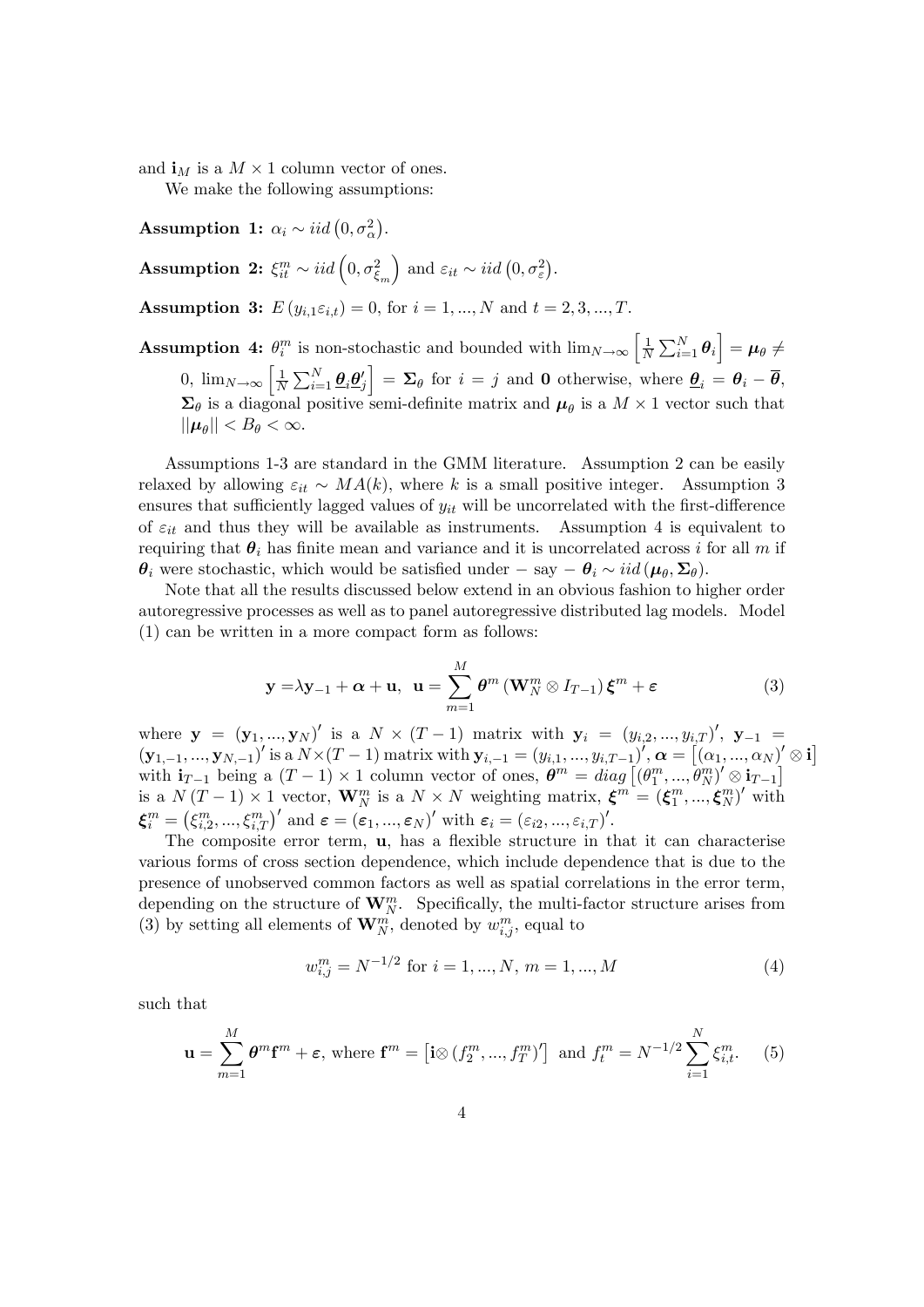and $\mathbf{i}_M$ is a $M \times 1$ column vector of ones.

We make the following assumptions:

**Assumption 1:** $\alpha_i \sim iid\left(0, \sigma_\alpha^2\right)$.

**Assumption 2:** $\xi_{it}^m \sim iid\left(0, \sigma_{\xi_m}^2\right)$ and $\varepsilon_{it} \sim iid\left(0, \sigma_\varepsilon^2\right)$.

**Assumption 3:** $E\left(y_{i,1}\varepsilon_{i,t}\right) = 0$, for $i = 1, ..., N$ and $t = 2, 3, ..., T$.

**Assumption 4:** $\theta_i^m$ is non-stochastic and bounded with $\lim_{N\to\infty}\left[\frac{1}{N}\sum_{i=1}^N \boldsymbol{\theta}_i\right] = \boldsymbol{\mu}_\theta \neq 0$, $\lim_{N\to\infty}\left[\frac{1}{N}\sum_{i=1}^N \underline{\boldsymbol{\theta}}_i \underline{\boldsymbol{\theta}}_j'\right] = \boldsymbol{\Sigma}_\theta$ for $i = j$ and $\mathbf{0}$ otherwise, where $\underline{\boldsymbol{\theta}}_i = \boldsymbol{\theta}_i - \overline{\boldsymbol{\theta}}$, $\boldsymbol{\Sigma}_\theta$ is a diagonal positive semi-definite matrix and $\boldsymbol{\mu}_\theta$ is a $M \times 1$ vector such that $||\boldsymbol{\mu}_\theta|| < B_\theta < \infty$.

Assumptions 1-3 are standard in the GMM literature. Assumption 2 can be easily relaxed by allowing $\varepsilon_{it} \sim MA(k)$, where $k$ is a small positive integer. Assumption 3 ensures that sufficiently lagged values of $y_{it}$ will be uncorrelated with the first-difference of $\varepsilon_{it}$ and thus they will be available as instruments. Assumption 4 is equivalent to requiring that $\boldsymbol{\theta}_i$ has finite mean and variance and it is uncorrelated across $i$ for all $m$ if $\boldsymbol{\theta}_i$ were stochastic, which would be satisfied under $-$ say $-$ $\boldsymbol{\theta}_i \sim iid\left(\boldsymbol{\mu}_\theta, \boldsymbol{\Sigma}_\theta\right)$.

Note that all the results discussed below extend in an obvious fashion to higher order autoregressive processes as well as to panel autoregressive distributed lag models. Model (1) can be written in a more compact form as follows:

$$\mathbf{y} = \lambda \mathbf{y}_{-1} + \boldsymbol{\alpha} + \mathbf{u}, \;\; \mathbf{u} = \sum_{m=1}^{M} \boldsymbol{\theta}^m \left(\mathbf{W}_N^m \otimes I_{T-1}\right) \boldsymbol{\xi}^m + \boldsymbol{\varepsilon} \tag{3}$$

where $\mathbf{y} = \left(\mathbf{y}_1, ..., \mathbf{y}_N\right)'$ is a $N \times (T-1)$ matrix with $\mathbf{y}_i = \left(y_{i,2}, ..., y_{i,T}\right)'$, $\mathbf{y}_{-1} = \left(\mathbf{y}_{1,-1}, ..., \mathbf{y}_{N,-1}\right)'$ is a $N \times (T-1)$ matrix with $\mathbf{y}_{i,-1} = \left(y_{i,1}, ..., y_{i,T-1}\right)'$, $\boldsymbol{\alpha} = \left[\left(\alpha_1, ..., \alpha_N\right)' \otimes \mathbf{i}\right]$ with $\mathbf{i}_{T-1}$ being a $(T-1) \times 1$ column vector of ones, $\boldsymbol{\theta}^m = diag\left[\left(\theta_1^m, ..., \theta_N^m\right)' \otimes \mathbf{i}_{T-1}\right]$ is a $N(T-1) \times 1$ vector, $\mathbf{W}_N^m$ is a $N \times N$ weighting matrix, $\boldsymbol{\xi}^m = \left(\boldsymbol{\xi}_1^m, ..., \boldsymbol{\xi}_N^m\right)'$ with $\boldsymbol{\xi}_i^m = \left(\xi_{i,2}^m, ..., \xi_{i,T}^m\right)'$ and $\boldsymbol{\varepsilon} = \left(\boldsymbol{\varepsilon}_1, ..., \boldsymbol{\varepsilon}_N\right)'$ with $\boldsymbol{\varepsilon}_i = \left(\varepsilon_{i2}, ..., \varepsilon_{i,T}\right)'$.

The composite error term, $\mathbf{u}$, has a flexible structure in that it can characterise various forms of cross section dependence, which include dependence that is due to the presence of unobserved common factors as well as spatial correlations in the error term, depending on the structure of $\mathbf{W}_N^m$. Specifically, the multi-factor structure arises from (3) by setting all elements of $\mathbf{W}_N^m$, denoted by $w_{i,j}^m$, equal to

$$w_{i,j}^m = N^{-1/2} \text{ for } i = 1, ..., N, \; m = 1, ..., M \tag{4}$$

such that

$$\mathbf{u} = \sum_{m=1}^{M} \boldsymbol{\theta}^m \mathbf{f}^m + \boldsymbol{\varepsilon}, \text{ where } \mathbf{f}^m = \left[\mathbf{i} \otimes \left(f_2^m, ..., f_T^m\right)'\right] \text{ and } f_t^m = N^{-1/2} \sum_{i=1}^{N} \xi_{i,t}^m. \tag{5}$$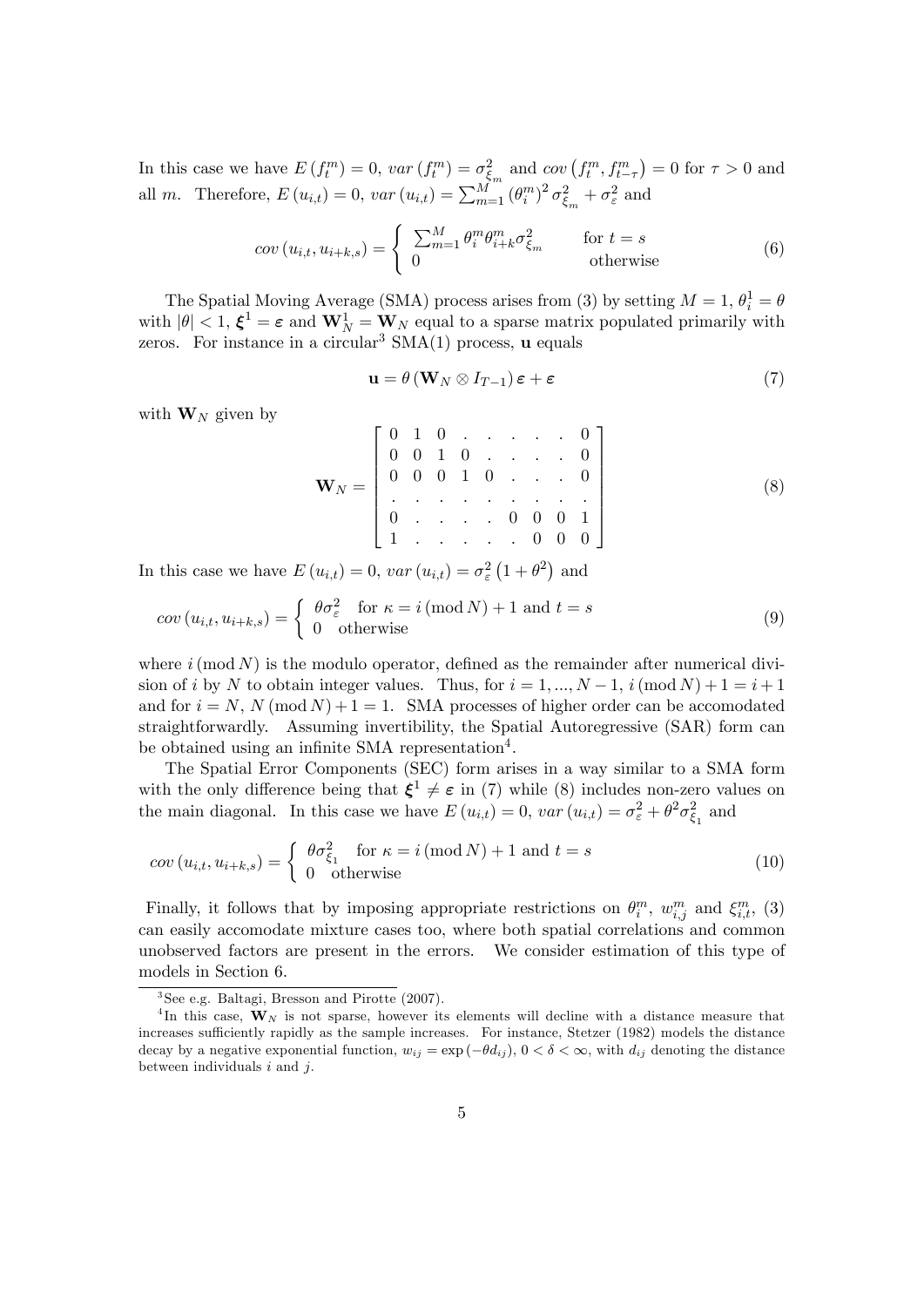In this case we have $E\left(f_t^m\right) = 0$, $var\left(f_t^m\right) = \sigma^2_{\xi_m}$ and $cov\left(f_t^m, f_{t-\tau}^m\right) = 0$ for $\tau > 0$ and all $m$. Therefore, $E\left(u_{i,t}\right) = 0$, $var\left(u_{i,t}\right) = \sum_{m=1}^{M} \left(\theta_i^m\right)^2 \sigma^2_{\xi_m} + \sigma^2_{\varepsilon}$ and

$$cov\left(u_{i,t}, u_{i+k,s}\right) = \begin{cases} \sum_{m=1}^{M} \theta_i^m \theta_{i+k}^m \sigma^2_{\xi_m} & \text{for } t = s \\ 0 & \text{otherwise} \end{cases} \tag{6}$$

The Spatial Moving Average (SMA) process arises from (3) by setting $M = 1$, $\theta_i^1 = \theta$ with $|\theta| < 1$, $\boldsymbol{\xi}^1 = \boldsymbol{\varepsilon}$ and $\mathbf{W}_N^1 = \mathbf{W}_N$ equal to a sparse matrix populated primarily with zeros. For instance in a circular[3] SMA(1) process, $\mathbf{u}$ equals

$$\mathbf{u} = \theta\left(\mathbf{W}_N \otimes I_{T-1}\right)\boldsymbol{\varepsilon} + \boldsymbol{\varepsilon} \tag{7}$$

with $\mathbf{W}_N$ given by

$$\mathbf{W}_N = \begin{bmatrix} 0 & 1 & 0 & . & . & . & . & . & 0 \\ 0 & 0 & 1 & 0 & . & . & . & . & 0 \\ 0 & 0 & 0 & 1 & 0 & . & . & . & 0 \\ . & . & . & . & . & . & . & . & . \\ 0 & . & . & . & . & 0 & 0 & 0 & 1 \\ 1 & . & . & . & . & . & 0 & 0 & 0 \end{bmatrix} \tag{8}$$

In this case we have $E\left(u_{i,t}\right) = 0$, $var\left(u_{i,t}\right) = \sigma^2_{\varepsilon}\left(1 + \theta^2\right)$ and

$$cov\left(u_{i,t}, u_{i+k,s}\right) = \begin{cases} \theta\sigma^2_{\varepsilon} & \text{for } \kappa = i\,(\text{mod}\,N) + 1 \text{ and } t = s \\ 0 & \text{otherwise} \end{cases} \tag{9}$$

where $i\,(\text{mod}\,N)$ is the modulo operator, defined as the remainder after numerical division of $i$ by $N$ to obtain integer values. Thus, for $i = 1, ..., N-1$, $i\,(\text{mod}\,N) + 1 = i + 1$ and for $i = N$, $N\,(\text{mod}\,N) + 1 = 1$. SMA processes of higher order can be accomodated straightforwardly. Assuming invertibility, the Spatial Autoregressive (SAR) form can be obtained using an infinite SMA representation[4].

The Spatial Error Components (SEC) form arises in a way similar to a SMA form with the only difference being that $\boldsymbol{\xi}^1 \neq \boldsymbol{\varepsilon}$ in (7) while (8) includes non-zero values on the main diagonal. In this case we have $E\left(u_{i,t}\right) = 0$, $var\left(u_{i,t}\right) = \sigma^2_{\varepsilon} + \theta^2\sigma^2_{\xi_1}$ and

$$cov\left(u_{i,t}, u_{i+k,s}\right) = \begin{cases} \theta\sigma^2_{\xi_1} & \text{for } \kappa = i\,(\text{mod}\,N) + 1 \text{ and } t = s \\ 0 & \text{otherwise} \end{cases} \tag{10}$$

Finally, it follows that by imposing appropriate restrictions on $\theta_i^m$, $w_{i,j}^m$ and $\xi_{i,t}^m$, (3) can easily accomodate mixture cases too, where both spatial correlations and common unobserved factors are present in the errors. We consider estimation of this type of models in Section 6.

---

[3] See e.g. Baltagi, Bresson and Pirotte (2007).

[4] In this case, $\mathbf{W}_N$ is not sparse, however its elements will decline with a distance measure that increases sufficiently rapidly as the sample increases. For instance, Stetzer (1982) models the distance decay by a negative exponential function, $w_{ij} = \exp\left(-\theta d_{ij}\right)$, $0 < \delta < \infty$, with $d_{ij}$ denoting the distance between individuals $i$ and $j$.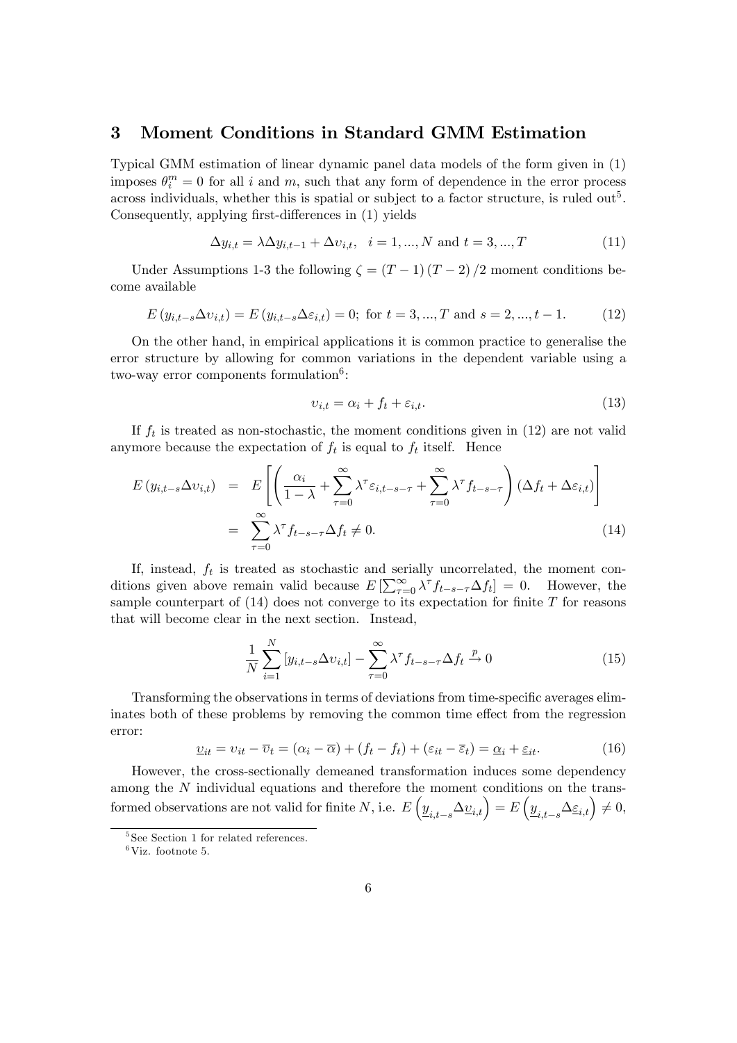## 3 Moment Conditions in Standard GMM Estimation

Typical GMM estimation of linear dynamic panel data models of the form given in (1) imposes $\theta_i^m = 0$ for all $i$ and $m$, such that any form of dependence in the error process across individuals, whether this is spatial or subject to a factor structure, is ruled out[5]. Consequently, applying first-differences in (1) yields

$$\Delta y_{i,t} = \lambda \Delta y_{i,t-1} + \Delta \upsilon_{i,t}, \quad i = 1, ..., N \text{ and } t = 3, ..., T \tag{11}$$

Under Assumptions 1-3 the following $\zeta = (T-1)(T-2)/2$ moment conditions become available

$$E(y_{i,t-s}\Delta \upsilon_{i,t}) = E(y_{i,t-s}\Delta \varepsilon_{i,t}) = 0; \text{ for } t = 3, ..., T \text{ and } s = 2, ..., t-1. \tag{12}$$

On the other hand, in empirical applications it is common practice to generalise the error structure by allowing for common variations in the dependent variable using a two-way error components formulation[6]:

$$\upsilon_{i,t} = \alpha_i + f_t + \varepsilon_{i,t}. \tag{13}$$

If $f_t$ is treated as non-stochastic, the moment conditions given in (12) are not valid anymore because the expectation of $f_t$ is equal to $f_t$ itself. Hence

$$\begin{aligned} E(y_{i,t-s}\Delta \upsilon_{i,t}) &= E\left[\left(\frac{\alpha_i}{1-\lambda} + \sum_{\tau=0}^{\infty} \lambda^\tau \varepsilon_{i,t-s-\tau} + \sum_{\tau=0}^{\infty} \lambda^\tau f_{t-s-\tau}\right)(\Delta f_t + \Delta \varepsilon_{i,t})\right] \\ &= \sum_{\tau=0}^{\infty} \lambda^\tau f_{t-s-\tau} \Delta f_t \neq 0. \end{aligned} \tag{14}$$

If, instead, $f_t$ is treated as stochastic and serially uncorrelated, the moment conditions given above remain valid because $E\left[\sum_{\tau=0}^{\infty} \lambda^\tau f_{t-s-\tau} \Delta f_t\right] = 0$. However, the sample counterpart of (14) does not converge to its expectation for finite $T$ for reasons that will become clear in the next section. Instead,

$$\frac{1}{N}\sum_{i=1}^{N}\left[y_{i,t-s}\Delta \upsilon_{i,t}\right] - \sum_{\tau=0}^{\infty} \lambda^\tau f_{t-s-\tau} \Delta f_t \xrightarrow{p} 0 \tag{15}$$

Transforming the observations in terms of deviations from time-specific averages eliminates both of these problems by removing the common time effect from the regression error:

$$\underline{\upsilon}_{it} = \upsilon_{it} - \overline{\upsilon}_t = (\alpha_i - \overline{\alpha}) + (f_t - f_t) + (\varepsilon_{it} - \overline{\varepsilon}_t) = \underline{\alpha}_i + \underline{\varepsilon}_{it}. \tag{16}$$

However, the cross-sectionally demeaned transformation induces some dependency among the $N$ individual equations and therefore the moment conditions on the transformed observations are not valid for finite $N$, i.e. $E\left(\underline{y}_{i,t-s}\Delta \underline{\upsilon}_{i,t}\right) = E\left(\underline{y}_{i,t-s}\Delta \underline{\varepsilon}_{i,t}\right) \neq 0$,

[5] See Section 1 for related references.

[6] Viz. footnote 5.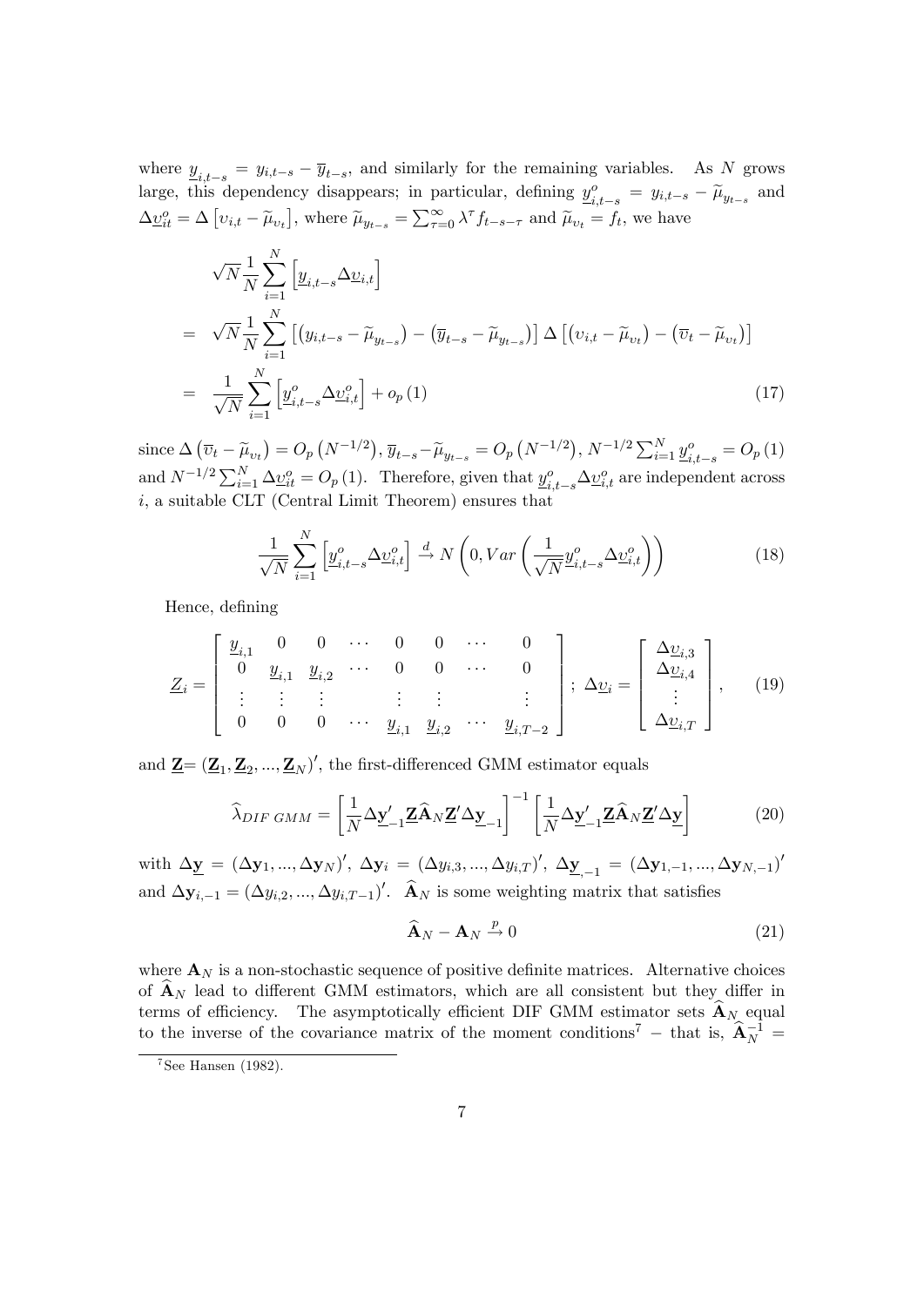where $\underline{y}_{i,t-s} = y_{i,t-s} - \overline{y}_{t-s}$, and similarly for the remaining variables. As $N$ grows large, this dependency disappears; in particular, defining $\underline{y}^o_{i,t-s} = y_{i,t-s} - \widetilde{\mu}_{y_{t-s}}$ and $\Delta\underline{\upsilon}^o_{it} = \Delta\left[\upsilon_{i,t} - \widetilde{\mu}_{\upsilon_t}\right]$, where $\widetilde{\mu}_{y_{t-s}} = \sum_{\tau=0}^{\infty}\lambda^{\tau} f_{t-s-\tau}$ and $\widetilde{\mu}_{\upsilon_t} = f_t$, we have

$$
\begin{aligned}
& \sqrt{N}\frac{1}{N}\sum_{i=1}^{N}\left[\underline{y}_{i,t-s}\Delta\underline{\upsilon}_{i,t}\right] \\
= \; & \sqrt{N}\frac{1}{N}\sum_{i=1}^{N}\left[\left(y_{i,t-s} - \widetilde{\mu}_{y_{t-s}}\right) - \left(\overline{y}_{t-s} - \widetilde{\mu}_{y_{t-s}}\right)\right]\Delta\left[\left(\upsilon_{i,t} - \widetilde{\mu}_{\upsilon_t}\right) - \left(\overline{\upsilon}_t - \widetilde{\mu}_{\upsilon_t}\right)\right] \\
= \; & \frac{1}{\sqrt{N}}\sum_{i=1}^{N}\left[\underline{y}^o_{i,t-s}\Delta\underline{\upsilon}^o_{i,t}\right] + o_p(1) \qquad (17)
\end{aligned}
$$

since $\Delta\left(\overline{\upsilon}_t - \widetilde{\mu}_{\upsilon_t}\right) = O_p\left(N^{-1/2}\right)$, $\overline{y}_{t-s} - \widetilde{\mu}_{y_{t-s}} = O_p\left(N^{-1/2}\right)$, $N^{-1/2}\sum_{i=1}^{N}\underline{y}^o_{i,t-s} = O_p(1)$ and $N^{-1/2}\sum_{i=1}^{N}\Delta\underline{\upsilon}^o_{it} = O_p(1)$. Therefore, given that $\underline{y}^o_{i,t-s}\Delta\underline{\upsilon}^o_{i,t}$ are independent across $i$, a suitable CLT (Central Limit Theorem) ensures that

$$
\frac{1}{\sqrt{N}}\sum_{i=1}^{N}\left[\underline{y}^o_{i,t-s}\Delta\underline{\upsilon}^o_{i,t}\right] \xrightarrow{d} N\left(0, Var\left(\frac{1}{\sqrt{N}}\underline{y}^o_{i,t-s}\Delta\underline{\upsilon}^o_{i,t}\right)\right) \qquad (18)
$$

Hence, defining

$$
\underline{Z}_i = \begin{bmatrix} \underline{y}_{i,1} & 0 & 0 & \cdots & 0 & 0 & \cdots & 0 \\ 0 & \underline{y}_{i,1} & \underline{y}_{i,2} & \cdots & 0 & 0 & \cdots & 0 \\ \vdots & \vdots & \vdots & & \vdots & \vdots & & \vdots \\ 0 & 0 & 0 & \cdots & \underline{y}_{i,1} & \underline{y}_{i,2} & \cdots & \underline{y}_{i,T-2} \end{bmatrix};\; \Delta\underline{\upsilon}_i = \begin{bmatrix} \Delta\underline{\upsilon}_{i,3} \\ \Delta\underline{\upsilon}_{i,4} \\ \vdots \\ \Delta\underline{\upsilon}_{i,T} \end{bmatrix}, \qquad (19)
$$

and $\underline{\mathbf{Z}} = \left(\underline{\mathbf{Z}}_1, \underline{\mathbf{Z}}_2, ..., \underline{\mathbf{Z}}_N\right)'$, the first-differenced GMM estimator equals

$$
\widehat{\lambda}_{DIF\ GMM} = \left[\frac{1}{N}\Delta\underline{\mathbf{y}}'_{-1}\underline{\mathbf{Z}}\widehat{\mathbf{A}}_N\underline{\mathbf{Z}}'\Delta\underline{\mathbf{y}}_{-1}\right]^{-1}\left[\frac{1}{N}\Delta\underline{\mathbf{y}}'_{-1}\underline{\mathbf{Z}}\widehat{\mathbf{A}}_N\underline{\mathbf{Z}}'\Delta\underline{\mathbf{y}}\right] \qquad (20)
$$

with $\Delta\underline{\mathbf{y}} = \left(\Delta\mathbf{y}_1, ..., \Delta\mathbf{y}_N\right)'$, $\Delta\mathbf{y}_i = \left(\Delta y_{i,3}, ..., \Delta y_{i,T}\right)'$, $\Delta\underline{\mathbf{y}}_{,-1} = \left(\Delta\mathbf{y}_{1,-1}, ..., \Delta\mathbf{y}_{N,-1}\right)'$ and $\Delta\mathbf{y}_{i,-1} = \left(\Delta y_{i,2}, ..., \Delta y_{i,T-1}\right)'$. $\widehat{\mathbf{A}}_N$ is some weighting matrix that satisfies

$$
\widehat{\mathbf{A}}_N - \mathbf{A}_N \xrightarrow{p} 0 \qquad (21)
$$

where $\mathbf{A}_N$ is a non-stochastic sequence of positive definite matrices. Alternative choices of $\widehat{\mathbf{A}}_N$ lead to different GMM estimators, which are all consistent but they differ in terms of efficiency. The asymptotically efficient DIF GMM estimator sets $\widehat{\mathbf{A}}_N$ equal to the inverse of the covariance matrix of the moment conditions[7] – that is, $\widehat{\mathbf{A}}_N^{-1} =$

[7] See Hansen (1982).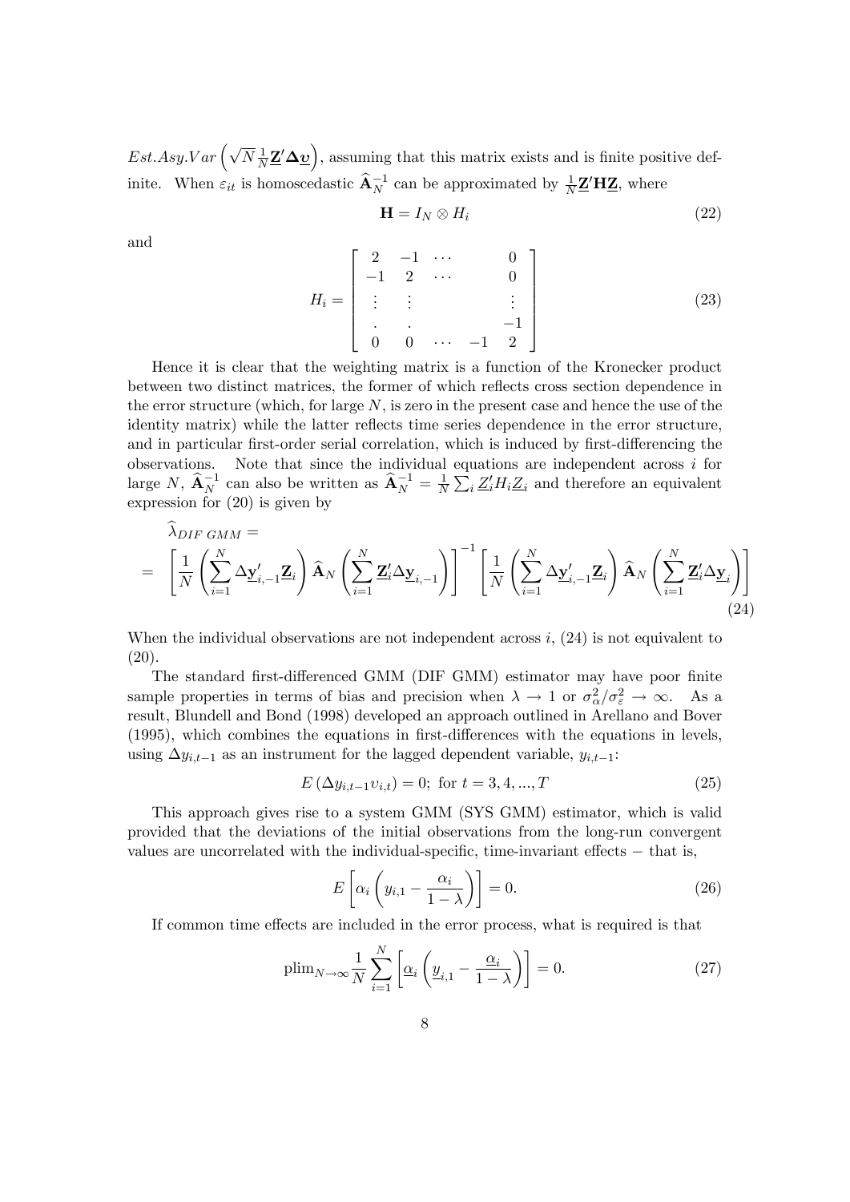$Est.Asy.Var\left(\sqrt{N}\frac{1}{N}\underline{\mathbf{Z}}'\boldsymbol{\Delta}\underline{\boldsymbol{\upsilon}}\right)$, assuming that this matrix exists and is finite positive definite. When $\varepsilon_{it}$ is homoscedastic $\widehat{\mathbf{A}}_N^{-1}$ can be approximated by $\frac{1}{N}\underline{\mathbf{Z}}'\mathbf{H}\underline{\mathbf{Z}}$, where

$$\mathbf{H} = I_N \otimes H_i \tag{22}$$

and

$$H_i = \begin{bmatrix} 2 & -1 & \cdots & & 0 \\ -1 & 2 & \cdots & & 0 \\ \vdots & \vdots & & & \vdots \\ . & . & & & -1 \\ 0 & 0 & \cdots & -1 & 2 \end{bmatrix} \tag{23}$$

Hence it is clear that the weighting matrix is a function of the Kronecker product between two distinct matrices, the former of which reflects cross section dependence in the error structure (which, for large $N$, is zero in the present case and hence the use of the identity matrix) while the latter reflects time series dependence in the error structure, and in particular first-order serial correlation, which is induced by first-differencing the observations. Note that since the individual equations are independent across $i$ for large $N$, $\widehat{\mathbf{A}}_N^{-1}$ can also be written as $\widehat{\mathbf{A}}_N^{-1} = \frac{1}{N}\sum_i \underline{Z}_i' H_i \underline{Z}_i$ and therefore an equivalent expression for (20) is given by

$$\widehat{\lambda}_{DIF\ GMM} =$$
$$= \left[\frac{1}{N}\left(\sum_{i=1}^{N}\Delta\underline{\mathbf{y}}_{i,-1}'\underline{\mathbf{Z}}_i\right)\widehat{\mathbf{A}}_N\left(\sum_{i=1}^{N}\underline{\mathbf{Z}}_i'\Delta\underline{\mathbf{y}}_{i,-1}\right)\right]^{-1}\left[\frac{1}{N}\left(\sum_{i=1}^{N}\Delta\underline{\mathbf{y}}_{i,-1}'\underline{\mathbf{Z}}_i\right)\widehat{\mathbf{A}}_N\left(\sum_{i=1}^{N}\underline{\mathbf{Z}}_i'\Delta\underline{\mathbf{y}}_i\right)\right] \tag{24}$$

When the individual observations are not independent across $i$, (24) is not equivalent to (20).

The standard first-differenced GMM (DIF GMM) estimator may have poor finite sample properties in terms of bias and precision when $\lambda \to 1$ or $\sigma_\alpha^2/\sigma_\varepsilon^2 \to \infty$. As a result, Blundell and Bond (1998) developed an approach outlined in Arellano and Bover (1995), which combines the equations in first-differences with the equations in levels, using $\Delta y_{i,t-1}$ as an instrument for the lagged dependent variable, $y_{i,t-1}$:

$$E\left(\Delta y_{i,t-1}\upsilon_{i,t}\right) = 0;\ \text{for } t = 3, 4, ..., T \tag{25}$$

This approach gives rise to a system GMM (SYS GMM) estimator, which is valid provided that the deviations of the initial observations from the long-run convergent values are uncorrelated with the individual-specific, time-invariant effects − that is,

$$E\left[\alpha_i\left(y_{i,1} - \frac{\alpha_i}{1-\lambda}\right)\right] = 0. \tag{26}$$

If common time effects are included in the error process, what is required is that

$$\text{plim}_{N\to\infty}\frac{1}{N}\sum_{i=1}^{N}\left[\underline{\alpha}_i\left(\underline{y}_{i,1} - \frac{\underline{\alpha}_i}{1-\lambda}\right)\right] = 0. \tag{27}$$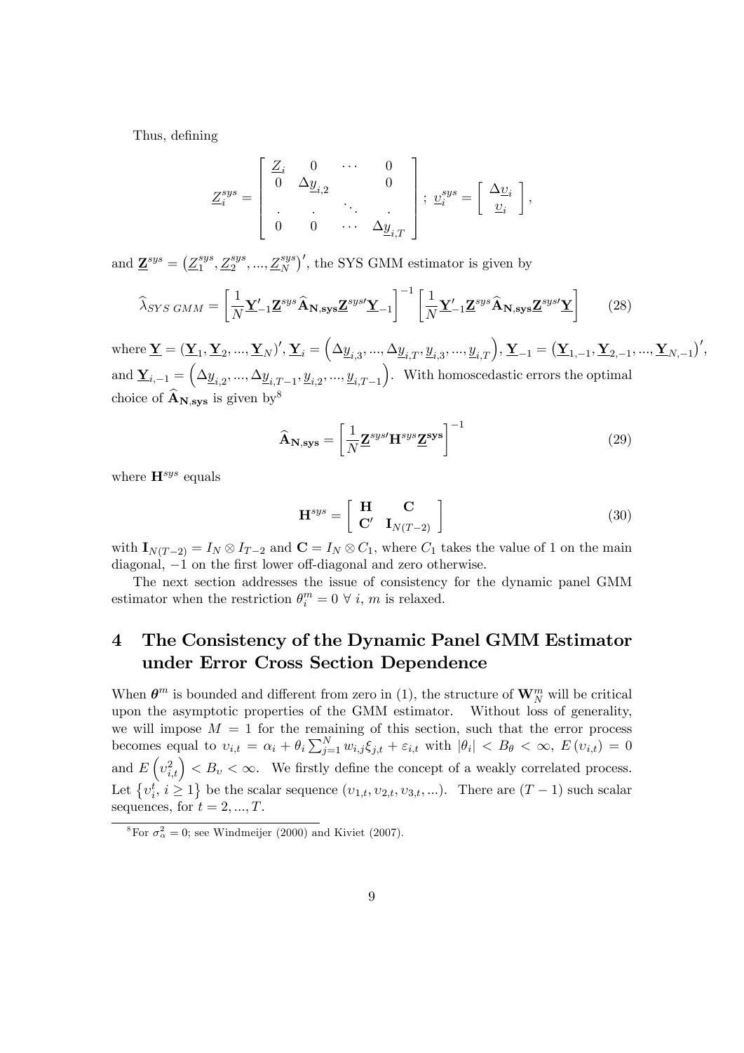Thus, defining

$$
\underline{Z}_i^{sys} = \left[ \begin{array}{cccc} \underline{Z}_i & 0 & \cdots & 0 \\ 0 & \Delta \underline{y}_{i,2} & & 0 \\ . & . & \ddots & . \\ 0 & 0 & \cdots & \Delta \underline{y}_{i,T} \end{array} \right] ; \ \underline{\upsilon}_i^{sys} = \left[ \begin{array}{c} \Delta \underline{\upsilon}_i \\ \underline{\upsilon}_i \end{array} \right],
$$

and $\underline{\mathbf{Z}}^{sys} = \left( \underline{Z}_1^{sys}, \underline{Z}_2^{sys}, ..., \underline{Z}_N^{sys} \right)'$, the SYS GMM estimator is given by

$$
\widehat{\lambda}_{SYS\ GMM} = \left[ \frac{1}{N} \underline{\mathbf{Y}}_{-1}' \underline{\mathbf{Z}}^{sys} \widehat{\mathbf{A}}_{\mathbf{N},\mathbf{sys}} \underline{\mathbf{Z}}^{sys\prime} \underline{\mathbf{Y}}_{-1} \right]^{-1} \left[ \frac{1}{N} \underline{\mathbf{Y}}_{-1}' \underline{\mathbf{Z}}^{sys} \widehat{\mathbf{A}}_{\mathbf{N},\mathbf{sys}} \underline{\mathbf{Z}}^{sys\prime} \underline{\mathbf{Y}} \right] \tag{28}
$$

where $\underline{\mathbf{Y}} = \left( \underline{\mathbf{Y}}_1, \underline{\mathbf{Y}}_2, ..., \underline{\mathbf{Y}}_N \right)'$, $\underline{\mathbf{Y}}_i = \left( \Delta \underline{y}_{i,3}, ..., \Delta \underline{y}_{i,T}, \underline{y}_{i,3}, ..., \underline{y}_{i,T} \right)$, $\underline{\mathbf{Y}}_{-1} = \left( \underline{\mathbf{Y}}_{1,-1}, \underline{\mathbf{Y}}_{2,-1}, ..., \underline{\mathbf{Y}}_{N,-1} \right)'$, and $\underline{\mathbf{Y}}_{i,-1} = \left( \Delta \underline{y}_{i,2}, ..., \Delta \underline{y}_{i,T-1}, \underline{y}_{i,2}, ..., \underline{y}_{i,T-1} \right)$. With homoscedastic errors the optimal choice of $\widehat{\mathbf{A}}_{\mathbf{N},\mathbf{sys}}$ is given by[8]

$$
\widehat{\mathbf{A}}_{\mathbf{N},\mathbf{sys}} = \left[ \frac{1}{N} \underline{\mathbf{Z}}^{sys\prime} \mathbf{H}^{sys} \underline{\mathbf{Z}}^{\mathbf{sys}} \right]^{-1} \tag{29}
$$

where $\mathbf{H}^{sys}$ equals

$$
\mathbf{H}^{sys} = \left[ \begin{array}{cc} \mathbf{H} & \mathbf{C} \\ \mathbf{C}' & \mathbf{I}_{N(T-2)} \end{array} \right] \tag{30}
$$

with $\mathbf{I}_{N(T-2)} = I_N \otimes I_{T-2}$ and $\mathbf{C} = I_N \otimes C_1$, where $C_1$ takes the value of 1 on the main diagonal, $-1$ on the first lower off-diagonal and zero otherwise.

The next section addresses the issue of consistency for the dynamic panel GMM estimator when the restriction $\theta_i^m = 0 \ \forall \ i, \ m$ is relaxed.

# 4 The Consistency of the Dynamic Panel GMM Estimator under Error Cross Section Dependence

When $\boldsymbol{\theta}^m$ is bounded and different from zero in (1), the structure of $\mathbf{W}_N^m$ will be critical upon the asymptotic properties of the GMM estimator. Without loss of generality, we will impose $M = 1$ for the remaining of this section, such that the error process becomes equal to $\upsilon_{i,t} = \alpha_i + \theta_i \sum_{j=1}^N w_{i,j} \xi_{j,t} + \varepsilon_{i,t}$ with $|\theta_i| < B_\theta < \infty$, $E(\upsilon_{i,t}) = 0$ and $E\left(\upsilon_{i,t}^2\right) < B_\upsilon < \infty$. We firstly define the concept of a weakly correlated process. Let $\left\{ \upsilon_i^t, \, i \geq 1 \right\}$ be the scalar sequence $(\upsilon_{1,t}, \upsilon_{2,t}, \upsilon_{3,t}, ...)$. There are $(T-1)$ such scalar sequences, for $t = 2, ..., T$.

[8] For $\sigma_\alpha^2 = 0$; see Windmeijer (2000) and Kiviet (2007).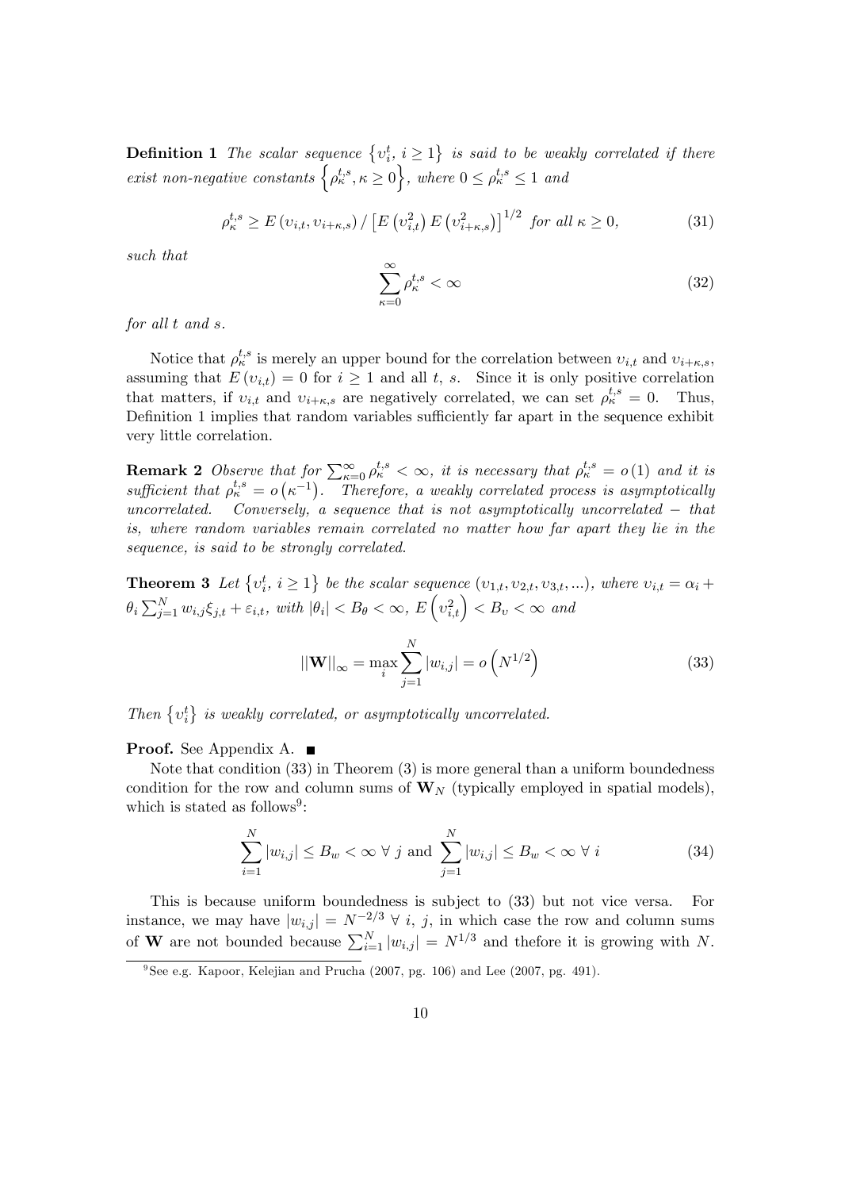**Definition 1** *The scalar sequence $\left\{\upsilon_i^t,\ i \geq 1\right\}$ is said to be weakly correlated if there exist non-negative constants $\left\{\rho_\kappa^{t,s}, \kappa \geq 0\right\}$, where $0 \leq \rho_\kappa^{t,s} \leq 1$ and*

$$\rho_\kappa^{t,s} \geq E\left(\upsilon_{i,t}, \upsilon_{i+\kappa,s}\right) / \left[E\left(\upsilon_{i,t}^2\right) E\left(\upsilon_{i+\kappa,s}^2\right)\right]^{1/2} \text{ for all } \kappa \geq 0, \tag{31}$$

*such that*

$$\sum_{\kappa=0}^{\infty} \rho_\kappa^{t,s} < \infty \tag{32}$$

*for all $t$ and $s$.*

Notice that $\rho_\kappa^{t,s}$ is merely an upper bound for the correlation between $\upsilon_{i,t}$ and $\upsilon_{i+\kappa,s}$, assuming that $E\left(\upsilon_{i,t}\right) = 0$ for $i \geq 1$ and all $t$, $s$. Since it is only positive correlation that matters, if $\upsilon_{i,t}$ and $\upsilon_{i+\kappa,s}$ are negatively correlated, we can set $\rho_\kappa^{t,s} = 0$. Thus, Definition 1 implies that random variables sufficiently far apart in the sequence exhibit very little correlation.

**Remark 2** *Observe that for $\sum_{\kappa=0}^{\infty} \rho_\kappa^{t,s} < \infty$, it is necessary that $\rho_\kappa^{t,s} = o(1)$ and it is sufficient that $\rho_\kappa^{t,s} = o\left(\kappa^{-1}\right)$. Therefore, a weakly correlated process is asymptotically uncorrelated. Conversely, a sequence that is not asymptotically uncorrelated − that is, where random variables remain correlated no matter how far apart they lie in the sequence, is said to be strongly correlated.*

**Theorem 3** *Let $\left\{\upsilon_i^t,\ i \geq 1\right\}$ be the scalar sequence $\left(\upsilon_{1,t}, \upsilon_{2,t}, \upsilon_{3,t}, \ldots\right)$, where $\upsilon_{i,t} = \alpha_i + \theta_i \sum_{j=1}^{N} w_{i,j} \xi_{j,t} + \varepsilon_{i,t}$, with $|\theta_i| < B_\theta < \infty$, $E\left(\upsilon_{i,t}^2\right) < B_\upsilon < \infty$ and*

$$||\mathbf{W}||_\infty = \max_i \sum_{j=1}^{N} |w_{i,j}| = o\left(N^{1/2}\right) \tag{33}$$

*Then $\left\{\upsilon_i^t\right\}$ is weakly correlated, or asymptotically uncorrelated.*

**Proof.** See Appendix A. ■

Note that condition (33) in Theorem (3) is more general than a uniform boundedness condition for the row and column sums of $\mathbf{W}_N$ (typically employed in spatial models), which is stated as follows[9]:

$$\sum_{i=1}^{N} |w_{i,j}| \leq B_w < \infty \ \forall\ j \text{ and } \sum_{j=1}^{N} |w_{i,j}| \leq B_w < \infty \ \forall\ i \tag{34}$$

This is because uniform boundedness is subject to (33) but not vice versa. For instance, we may have $|w_{i,j}| = N^{-2/3}\ \forall\ i,\ j$, in which case the row and column sums of $\mathbf{W}$ are not bounded because $\sum_{i=1}^{N} |w_{i,j}| = N^{1/3}$ and thefore it is growing with $N$.

[9] See e.g. Kapoor, Kelejian and Prucha (2007, pg. 106) and Lee (2007, pg. 491).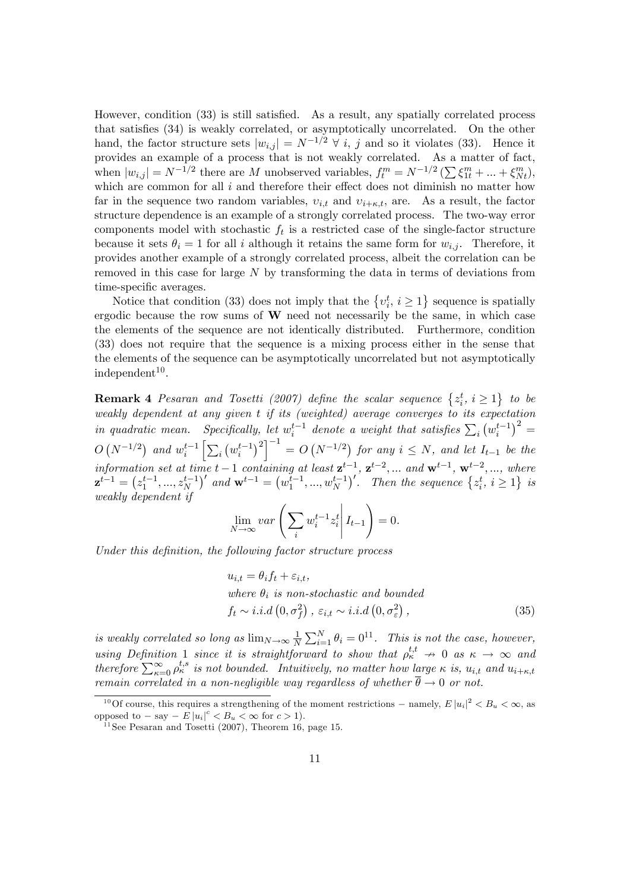However, condition (33) is still satisfied. As a result, any spatially correlated process that satisfies (34) is weakly correlated, or asymptotically uncorrelated. On the other hand, the factor structure sets $|w_{i,j}| = N^{-1/2} \; \forall \; i, \, j$ and so it violates (33). Hence it provides an example of a process that is not weakly correlated. As a matter of fact, when $|w_{i,j}| = N^{-1/2}$ there are $M$ unobserved variables, $f_t^m = N^{-1/2} \left( \sum \xi_{1t}^m + ... + \xi_{Nt}^m \right)$, which are common for all $i$ and therefore their effect does not diminish no matter how far in the sequence two random variables, $\upsilon_{i,t}$ and $\upsilon_{i+\kappa,t}$, are. As a result, the factor structure dependence is an example of a strongly correlated process. The two-way error components model with stochastic $f_t$ is a restricted case of the single-factor structure because it sets $\theta_i = 1$ for all $i$ although it retains the same form for $w_{i,j}$. Therefore, it provides another example of a strongly correlated process, albeit the correlation can be removed in this case for large $N$ by transforming the data in terms of deviations from time-specific averages.

Notice that condition (33) does not imply that the $\left\{ \upsilon_i^t, \, i \geq 1 \right\}$ sequence is spatially ergodic because the row sums of $\mathbf{W}$ need not necessarily be the same, in which case the elements of the sequence are not identically distributed. Furthermore, condition (33) does not require that the sequence is a mixing process either in the sense that the elements of the sequence can be asymptotically uncorrelated but not asymptotically independent[10].

**Remark 4** *Pesaran and Tosetti (2007) define the scalar sequence $\left\{ z_i^t, \, i \geq 1 \right\}$ to be weakly dependent at any given $t$ if its (weighted) average converges to its expectation in quadratic mean. Specifically, let $w_i^{t-1}$ denote a weight that satisfies $\sum_i \left( w_i^{t-1} \right)^2 = O\left( N^{-1/2} \right)$ and $w_i^{t-1} \left[ \sum_i \left( w_i^{t-1} \right)^2 \right]^{-1} = O\left( N^{-1/2} \right)$ for any $i \leq N$, and let $I_{t-1}$ be the information set at time $t-1$ containing at least $\mathbf{z}^{t-1}$, $\mathbf{z}^{t-2}$, ... and $\mathbf{w}^{t-1}$, $\mathbf{w}^{t-2}$, ..., where $\mathbf{z}^{t-1} = \left( z_1^{t-1}, ..., z_N^{t-1} \right)'$ and $\mathbf{w}^{t-1} = \left( w_1^{t-1}, ..., w_N^{t-1} \right)'$. Then the sequence $\left\{ z_i^t, \, i \geq 1 \right\}$ is weakly dependent if*

$$\lim_{N \to \infty} var \left( \sum_i w_i^{t-1} z_i^t \middle| I_{t-1} \right) = 0.$$

*Under this definition, the following factor structure process*

$$\begin{aligned} & u_{i,t} = \theta_i f_t + \varepsilon_{i,t}, \\ & \text{where } \theta_i \text{ is non-stochastic and bounded} \\ & f_t \sim i.i.d\left(0, \sigma_f^2\right), \; \varepsilon_{i,t} \sim i.i.d\left(0, \sigma_\varepsilon^2\right), \end{aligned} \tag{35}$$

*is weakly correlated so long as $\lim_{N \to \infty} \frac{1}{N} \sum_{i=1}^N \theta_i = 0$*[11]*. This is not the case, however, using Definition 1 since it is straightforward to show that $\rho_\kappa^{t,t} \nrightarrow 0$ as $\kappa \to \infty$ and therefore $\sum_{\kappa=0}^\infty \rho_\kappa^{t,s}$ is not bounded. Intuitively, no matter how large $\kappa$ is, $u_{i,t}$ and $u_{i+\kappa,t}$ remain correlated in a non-negligible way regardless of whether $\overline{\theta} \to 0$ or not.*

---

[10] Of course, this requires a strengthening of the moment restrictions – namely, $E\left|u_i\right|^2 < B_u < \infty$, as opposed to – say – $E\left|u_i\right|^c < B_u < \infty$ for $c > 1$).

[11] See Pesaran and Tosetti (2007), Theorem 16, page 15.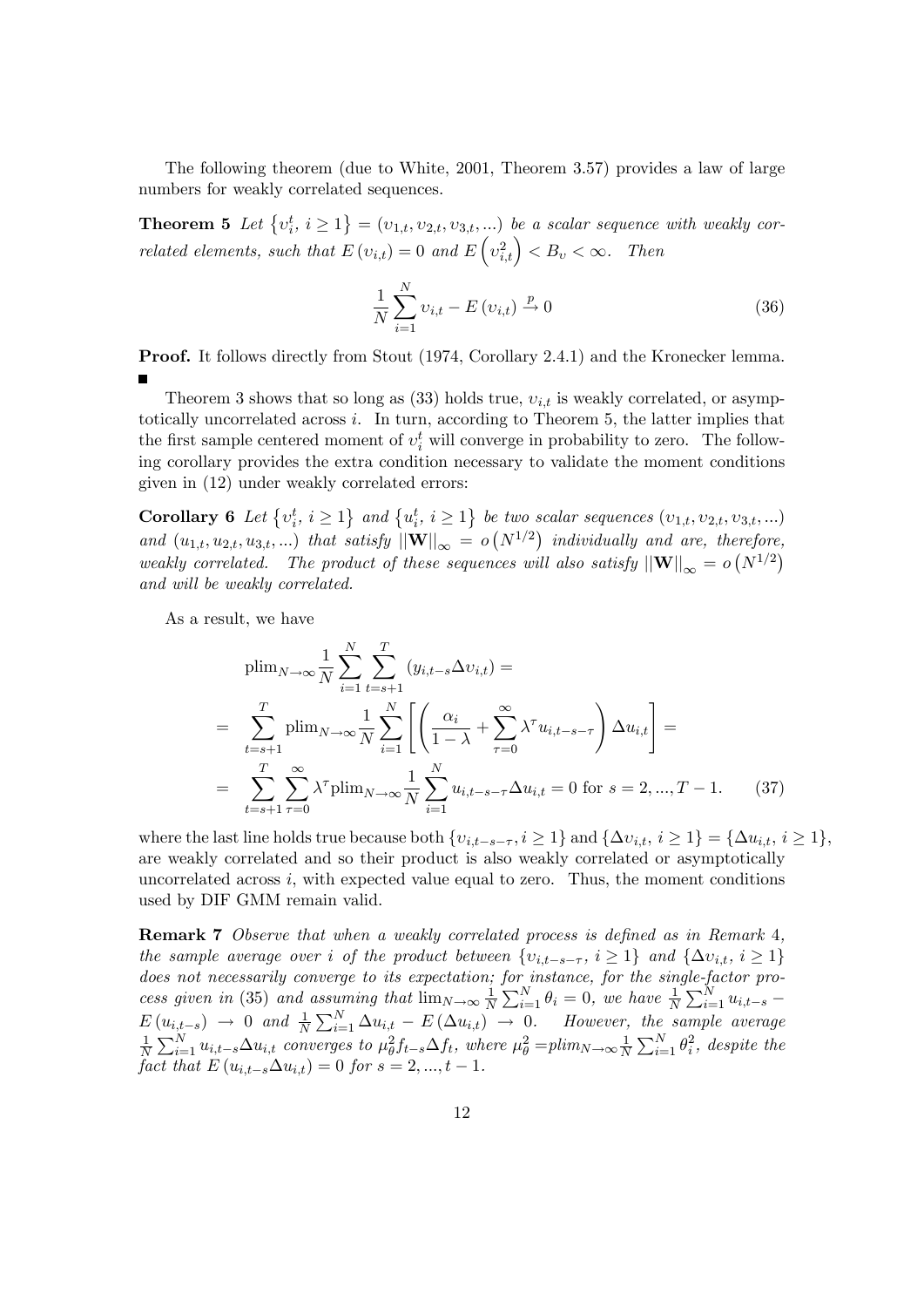The following theorem (due to White, 2001, Theorem 3.57) provides a law of large numbers for weakly correlated sequences.

**Theorem 5** *Let $\{v_i^t, \, i \geq 1\} = (v_{1,t}, v_{2,t}, v_{3,t}, ...)$ be a scalar sequence with weakly correlated elements, such that $E(v_{i,t}) = 0$ and $E\left(v_{i,t}^2\right) < B_v < \infty$. Then*

$$\frac{1}{N}\sum_{i=1}^{N} v_{i,t} - E(v_{i,t}) \xrightarrow{p} 0 \tag{36}$$

**Proof.** It follows directly from Stout (1974, Corollary 2.4.1) and the Kronecker lemma. ■

Theorem 3 shows that so long as (33) holds true, $v_{i,t}$ is weakly correlated, or asymptotically uncorrelated across $i$. In turn, according to Theorem 5, the latter implies that the first sample centered moment of $v_i^t$ will converge in probability to zero. The following corollary provides the extra condition necessary to validate the moment conditions given in (12) under weakly correlated errors:

**Corollary 6** *Let $\{v_i^t, \, i \geq 1\}$ and $\{u_i^t, \, i \geq 1\}$ be two scalar sequences $(v_{1,t}, v_{2,t}, v_{3,t}, ...)$ and $(u_{1,t}, u_{2,t}, u_{3,t}, ...)$ that satisfy $||\mathbf{W}||_\infty = o\left(N^{1/2}\right)$ individually and are, therefore, weakly correlated. The product of these sequences will also satisfy $||\mathbf{W}||_\infty = o\left(N^{1/2}\right)$ and will be weakly correlated.*

As a result, we have

$$\begin{aligned}
& \text{plim}_{N\to\infty}\frac{1}{N}\sum_{i=1}^{N}\sum_{t=s+1}^{T}(y_{i,t-s}\Delta v_{i,t}) = \\
= & \sum_{t=s+1}^{T}\text{plim}_{N\to\infty}\frac{1}{N}\sum_{i=1}^{N}\left[\left(\frac{\alpha_i}{1-\lambda}+\sum_{\tau=0}^{\infty}\lambda^{\tau}u_{i,t-s-\tau}\right)\Delta u_{i,t}\right] = \\
= & \sum_{t=s+1}^{T}\sum_{\tau=0}^{\infty}\lambda^{\tau}\text{plim}_{N\to\infty}\frac{1}{N}\sum_{i=1}^{N}u_{i,t-s-\tau}\Delta u_{i,t} = 0 \text{ for } s = 2, ..., T-1. \qquad (37)
\end{aligned}$$

where the last line holds true because both $\{v_{i,t-s-\tau}, i \geq 1\}$ and $\{\Delta v_{i,t}, \, i \geq 1\} = \{\Delta u_{i,t}, \, i \geq 1\}$, are weakly correlated and so their product is also weakly correlated or asymptotically uncorrelated across $i$, with expected value equal to zero. Thus, the moment conditions used by DIF GMM remain valid.

**Remark 7** *Observe that when a weakly correlated process is defined as in Remark 4, the sample average over $i$ of the product between $\{v_{i,t-s-\tau}, \, i \geq 1\}$ and $\{\Delta v_{i,t}, \, i \geq 1\}$ does not necessarily converge to its expectation; for instance, for the single-factor process given in (35) and assuming that $\lim_{N\to\infty}\frac{1}{N}\sum_{i=1}^{N}\theta_i = 0$, we have $\frac{1}{N}\sum_{i=1}^{N}u_{i,t-s} - E(u_{i,t-s}) \to 0$ and $\frac{1}{N}\sum_{i=1}^{N}\Delta u_{i,t} - E(\Delta u_{i,t}) \to 0$. However, the sample average $\frac{1}{N}\sum_{i=1}^{N}u_{i,t-s}\Delta u_{i,t}$ converges to $\mu_\theta^2 f_{t-s}\Delta f_t$, where $\mu_\theta^2 = plim_{N\to\infty}\frac{1}{N}\sum_{i=1}^{N}\theta_i^2$, despite the fact that $E(u_{i,t-s}\Delta u_{i,t}) = 0$ for $s = 2, ..., t-1$.*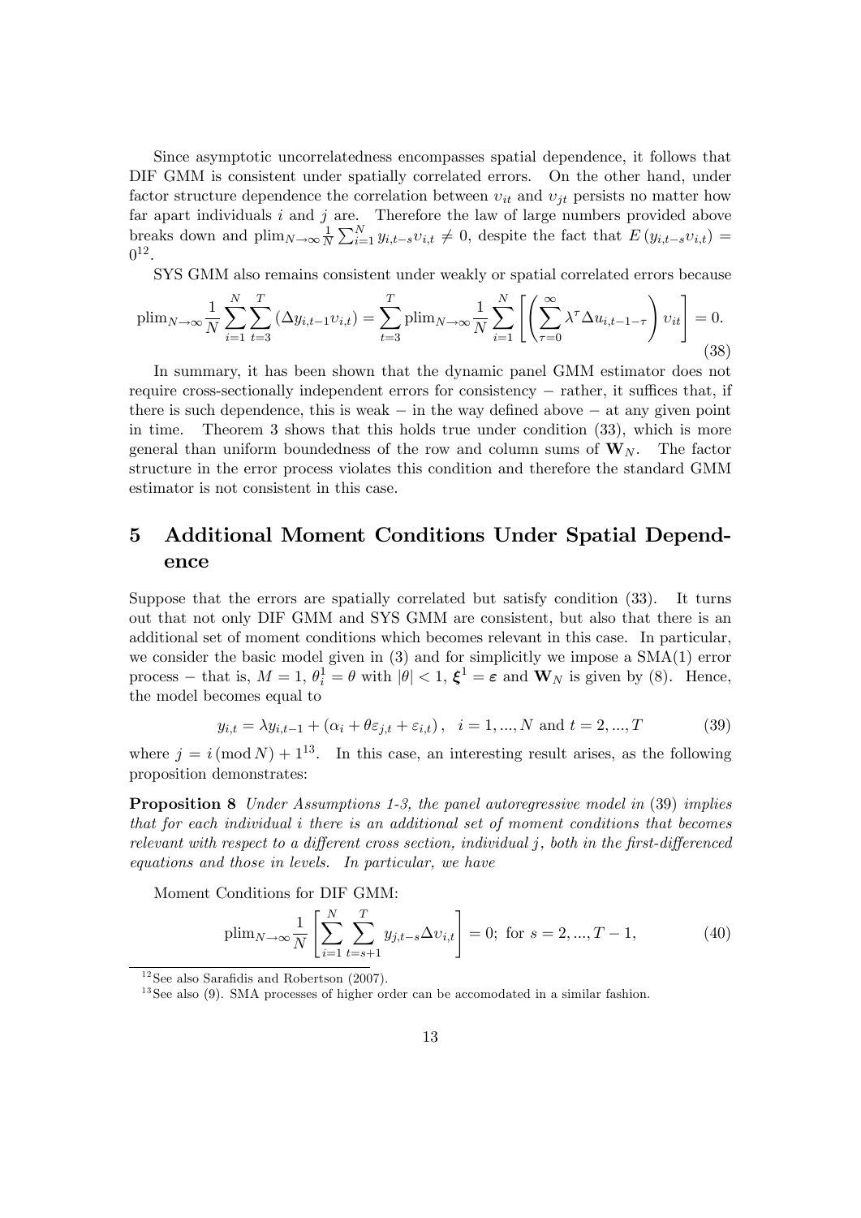Since asymptotic uncorrelatedness encompasses spatial dependence, it follows that DIF GMM is consistent under spatially correlated errors. On the other hand, under factor structure dependence the correlation between $\upsilon_{it}$ and $\upsilon_{jt}$ persists no matter how far apart individuals $i$ and $j$ are. Therefore the law of large numbers provided above breaks down and $\text{plim}_{N\to\infty}\frac{1}{N}\sum_{i=1}^{N} y_{i,t-s}\upsilon_{i,t} \neq 0$, despite the fact that $E(y_{i,t-s}\upsilon_{i,t}) = 0$[12].

SYS GMM also remains consistent under weakly or spatial correlated errors because

$$\text{plim}_{N\to\infty}\frac{1}{N}\sum_{i=1}^{N}\sum_{t=3}^{T}(\Delta y_{i,t-1}\upsilon_{i,t}) = \sum_{t=3}^{T}\text{plim}_{N\to\infty}\frac{1}{N}\sum_{i=1}^{N}\left[\left(\sum_{\tau=0}^{\infty}\lambda^{\tau}\Delta u_{i,t-1-\tau}\right)\upsilon_{it}\right] = 0. \tag{38}$$

In summary, it has been shown that the dynamic panel GMM estimator does not require cross-sectionally independent errors for consistency − rather, it suffices that, if there is such dependence, this is weak − in the way defined above − at any given point in time. Theorem 3 shows that this holds true under condition (33), which is more general than uniform boundedness of the row and column sums of $\mathbf{W}_N$. The factor structure in the error process violates this condition and therefore the standard GMM estimator is not consistent in this case.

# 5 Additional Moment Conditions Under Spatial Dependence

Suppose that the errors are spatially correlated but satisfy condition (33). It turns out that not only DIF GMM and SYS GMM are consistent, but also that there is an additional set of moment conditions which becomes relevant in this case. In particular, we consider the basic model given in (3) and for simplicitly we impose a SMA(1) error process − that is, $M = 1$, $\theta_i^1 = \theta$ with $|\theta| < 1$, $\boldsymbol{\xi}^1 = \boldsymbol{\varepsilon}$ and $\mathbf{W}_N$ is given by (8). Hence, the model becomes equal to

$$y_{i,t} = \lambda y_{i,t-1} + (\alpha_i + \theta\varepsilon_{j,t} + \varepsilon_{i,t}), \quad i = 1, ..., N \text{ and } t = 2, ..., T \tag{39}$$

where $j = i\,(\text{mod}\,N) + 1$[13]. In this case, an interesting result arises, as the following proposition demonstrates:

**Proposition 8** *Under Assumptions 1-3, the panel autoregressive model in* (39) *implies that for each individual $i$ there is an additional set of moment conditions that becomes relevant with respect to a different cross section, individual $j$, both in the first-differenced equations and those in levels. In particular, we have*

Moment Conditions for DIF GMM:

$$\text{plim}_{N\to\infty}\frac{1}{N}\left[\sum_{i=1}^{N}\sum_{t=s+1}^{T} y_{j,t-s}\Delta\upsilon_{i,t}\right] = 0; \text{ for } s = 2, ..., T-1, \tag{40}$$

[12] See also Sarafidis and Robertson (2007).

[13] See also (9). SMA processes of higher order can be accomodated in a similar fashion.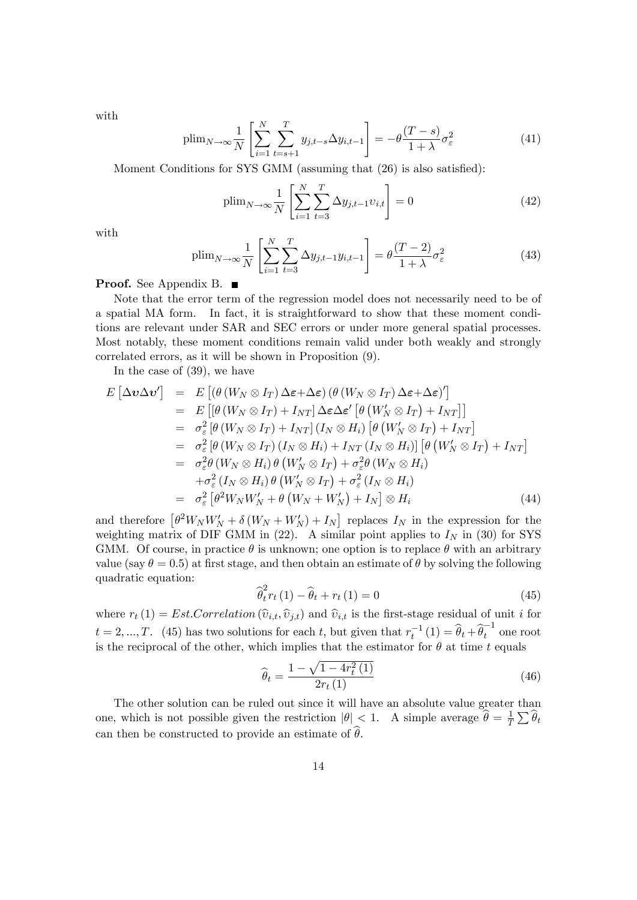with

$$\text{plim}_{N\to\infty}\frac{1}{N}\left[\sum_{i=1}^{N}\sum_{t=s+1}^{T}y_{j,t-s}\Delta y_{i,t-1}\right]=-\theta\frac{(T-s)}{1+\lambda}\sigma_{\varepsilon}^{2} \tag{41}$$

Moment Conditions for SYS GMM (assuming that (26) is also satisfied):

$$\text{plim}_{N\to\infty}\frac{1}{N}\left[\sum_{i=1}^{N}\sum_{t=3}^{T}\Delta y_{j,t-1}\upsilon_{i,t}\right]=0 \tag{42}$$

with

$$\text{plim}_{N\to\infty}\frac{1}{N}\left[\sum_{i=1}^{N}\sum_{t=3}^{T}\Delta y_{j,t-1}y_{i,t-1}\right]=\theta\frac{(T-2)}{1+\lambda}\sigma_{\varepsilon}^{2} \tag{43}$$

**Proof.** See Appendix B. ∎

Note that the error term of the regression model does not necessarily need to be of a spatial MA form. In fact, it is straightforward to show that these moment conditions are relevant under SAR and SEC errors or under more general spatial processes. Most notably, these moment conditions remain valid under both weakly and strongly correlated errors, as it will be shown in Proposition (9).

In the case of (39), we have

$$\begin{aligned}
E\left[\Delta\boldsymbol{\upsilon}\Delta\boldsymbol{\upsilon}'\right] &= E\left[\left(\theta\left(W_N\otimes I_T\right)\Delta\boldsymbol{\varepsilon}+\Delta\boldsymbol{\varepsilon}\right)\left(\theta\left(W_N\otimes I_T\right)\Delta\boldsymbol{\varepsilon}+\Delta\boldsymbol{\varepsilon}\right)'\right]\\
&= E\left[\left[\theta\left(W_N\otimes I_T\right)+I_{NT}\right]\Delta\boldsymbol{\varepsilon}\Delta\boldsymbol{\varepsilon}'\left[\theta\left(W_N'\otimes I_T\right)+I_{NT}\right]\right]\\
&= \sigma_{\varepsilon}^{2}\left[\theta\left(W_N\otimes I_T\right)+I_{NT}\right]\left(I_N\otimes H_i\right)\left[\theta\left(W_N'\otimes I_T\right)+I_{NT}\right]\\
&= \sigma_{\varepsilon}^{2}\left[\theta\left(W_N\otimes I_T\right)\left(I_N\otimes H_i\right)+I_{NT}\left(I_N\otimes H_i\right)\right]\left[\theta\left(W_N'\otimes I_T\right)+I_{NT}\right]\\
&= \sigma_{\varepsilon}^{2}\theta\left(W_N\otimes H_i\right)\theta\left(W_N'\otimes I_T\right)+\sigma_{\varepsilon}^{2}\theta\left(W_N\otimes H_i\right)\\
&\quad+\sigma_{\varepsilon}^{2}\left(I_N\otimes H_i\right)\theta\left(W_N'\otimes I_T\right)+\sigma_{\varepsilon}^{2}\left(I_N\otimes H_i\right)\\
&= \sigma_{\varepsilon}^{2}\left[\theta^{2}W_NW_N'+\theta\left(W_N+W_N'\right)+I_N\right]\otimes H_i
\end{aligned} \tag{44}$$

and therefore $\left[\theta^{2}W_NW_N'+\delta\left(W_N+W_N'\right)+I_N\right]$ replaces $I_N$ in the expression for the weighting matrix of DIF GMM in (22). A similar point applies to $I_N$ in (30) for SYS GMM. Of course, in practice $\theta$ is unknown; one option is to replace $\theta$ with an arbitrary value (say $\theta=0.5$) at first stage, and then obtain an estimate of $\theta$ by solving the following quadratic equation:

$$\widehat{\theta}_t^{2}r_t(1)-\widehat{\theta}_t+r_t(1)=0 \tag{45}$$

where $r_t(1)=Est.Correlation\left(\widehat{\upsilon}_{i,t},\widehat{\upsilon}_{j,t}\right)$ and $\widehat{\upsilon}_{i,t}$ is the first-stage residual of unit $i$ for $t=2,...,T$. (45) has two solutions for each $t$, but given that $r_t^{-1}(1)=\widehat{\theta}_t+\widehat{\theta}_t^{-1}$ one root is the reciprocal of the other, which implies that the estimator for $\theta$ at time $t$ equals

$$\widehat{\theta}_t=\frac{1-\sqrt{1-4r_t^{2}(1)}}{2r_t(1)} \tag{46}$$

The other solution can be ruled out since it will have an absolute value greater than one, which is not possible given the restriction $|\theta|<1$. A simple average $\widehat{\theta}=\frac{1}{T}\sum\widehat{\theta}_t$ can then be constructed to provide an estimate of $\widehat{\theta}$.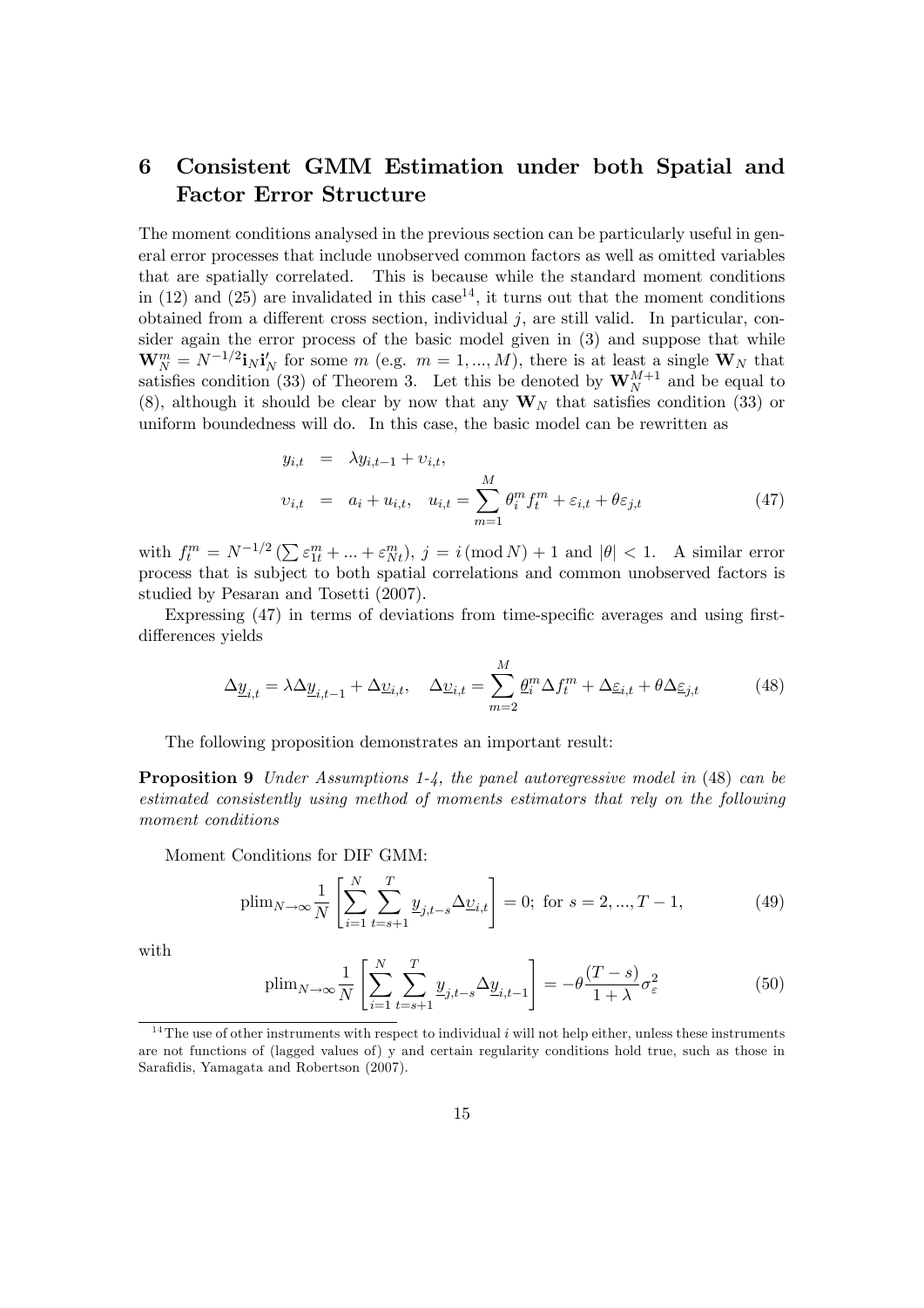## 6 Consistent GMM Estimation under both Spatial and Factor Error Structure

The moment conditions analysed in the previous section can be particularly useful in general error processes that include unobserved common factors as well as omitted variables that are spatially correlated. This is because while the standard moment conditions in (12) and (25) are invalidated in this case[14], it turns out that the moment conditions obtained from a different cross section, individual $j$, are still valid. In particular, consider again the error process of the basic model given in (3) and suppose that while $\mathbf{W}_N^m = N^{-1/2}\mathbf{i}_N\mathbf{i}_N'$ for some $m$ (e.g. $m = 1, ..., M$), there is at least a single $\mathbf{W}_N$ that satisfies condition (33) of Theorem 3. Let this be denoted by $\mathbf{W}_N^{M+1}$ and be equal to (8), although it should be clear by now that any $\mathbf{W}_N$ that satisfies condition (33) or uniform boundedness will do. In this case, the basic model can be rewritten as

$$
\begin{aligned}
y_{i,t} &= \lambda y_{i,t-1} + \upsilon_{i,t}, \\
\upsilon_{i,t} &= a_i + u_{i,t}, \quad u_{i,t} = \sum_{m=1}^{M} \theta_i^m f_t^m + \varepsilon_{i,t} + \theta\varepsilon_{j,t}
\end{aligned}
\tag{47}
$$

with $f_t^m = N^{-1/2}\left(\sum \varepsilon_{1t}^m + ... + \varepsilon_{Nt}^m\right)$, $j = i\,(\text{mod}\,N) + 1$ and $|\theta| < 1$. A similar error process that is subject to both spatial correlations and common unobserved factors is studied by Pesaran and Tosetti (2007).

Expressing (47) in terms of deviations from time-specific averages and using first-differences yields

$$
\Delta\underline{y}_{i,t} = \lambda\Delta\underline{y}_{i,t-1} + \Delta\underline{\upsilon}_{i,t}, \quad \Delta\underline{\upsilon}_{i,t} = \sum_{m=2}^{M} \underline{\theta}_i^m \Delta f_t^m + \Delta\underline{\varepsilon}_{i,t} + \theta\Delta\underline{\varepsilon}_{j,t} \tag{48}
$$

The following proposition demonstrates an important result:

**Proposition 9** *Under Assumptions 1-4, the panel autoregressive model in* (48) *can be estimated consistently using method of moments estimators that rely on the following moment conditions*

Moment Conditions for DIF GMM:

$$
\text{plim}_{N\to\infty}\frac{1}{N}\left[\sum_{i=1}^{N}\sum_{t=s+1}^{T}\underline{y}_{j,t-s}\Delta\underline{\upsilon}_{i,t}\right] = 0; \text{ for } s = 2, ..., T-1, \tag{49}
$$

with

$$
\text{plim}_{N\to\infty}\frac{1}{N}\left[\sum_{i=1}^{N}\sum_{t=s+1}^{T}\underline{y}_{j,t-s}\Delta\underline{y}_{i,t-1}\right] = -\theta\frac{(T-s)}{1+\lambda}\sigma_\varepsilon^2 \tag{50}
$$

[14] The use of other instruments with respect to individual $i$ will not help either, unless these instruments are not functions of (lagged values of) y and certain regularity conditions hold true, such as those in Sarafidis, Yamagata and Robertson (2007).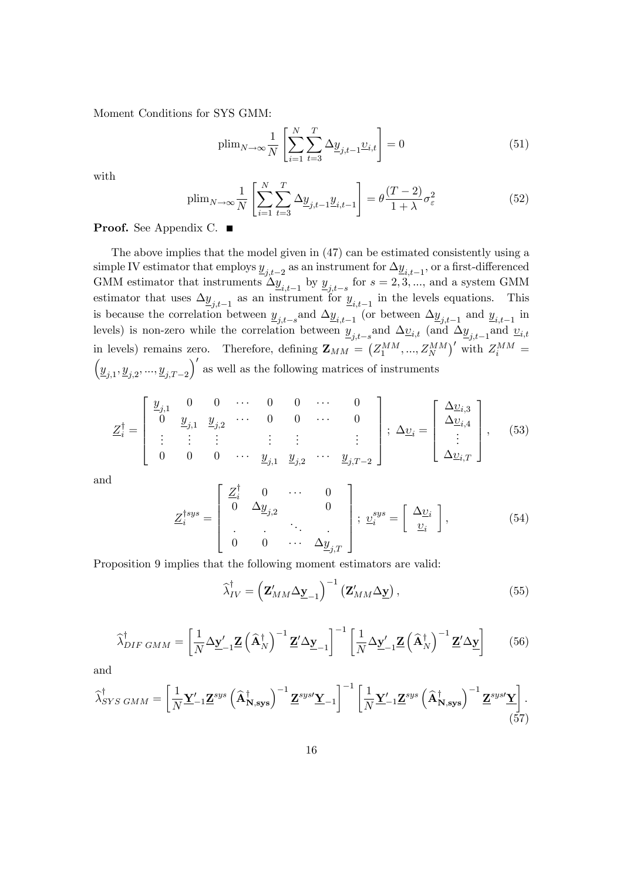Moment Conditions for SYS GMM:

$$\text{plim}_{N\to\infty}\frac{1}{N}\left[\sum_{i=1}^{N}\sum_{t=3}^{T}\Delta\underline{y}_{j,t-1}\underline{\upsilon}_{i,t}\right]=0 \tag{51}$$

with

$$\text{plim}_{N\to\infty}\frac{1}{N}\left[\sum_{i=1}^{N}\sum_{t=3}^{T}\Delta\underline{y}_{j,t-1}\underline{y}_{i,t-1}\right]=\theta\frac{(T-2)}{1+\lambda}\sigma_{\varepsilon}^{2} \tag{52}$$

**Proof.** See Appendix C. ■

The above implies that the model given in (47) can be estimated consistently using a simple IV estimator that employs $\underline{y}_{j,t-2}$ as an instrument for $\Delta\underline{y}_{i,t-1}$, or a first-differenced GMM estimator that instruments $\Delta\underline{y}_{i,t-1}$ by $\underline{y}_{j,t-s}$ for $s=2,3,...$, and a system GMM estimator that uses $\Delta\underline{y}_{j,t-1}$ as an instrument for $\underline{y}_{i,t-1}$ in the levels equations. This is because the correlation between $\underline{y}_{j,t-s}$ and $\Delta\underline{y}_{i,t-1}$ (or between $\Delta\underline{y}_{j,t-1}$ and $\underline{y}_{i,t-1}$ in levels) is non-zero while the correlation between $\underline{y}_{j,t-s}$ and $\Delta\underline{\upsilon}_{i,t}$ (and $\Delta\underline{y}_{j,t-1}$ and $\underline{\upsilon}_{i,t}$ in levels) remains zero. Therefore, defining $\mathbf{Z}_{MM}=\left(Z_1^{MM},...,Z_N^{MM}\right)'$ with $Z_i^{MM}=\left(\underline{y}_{j,1},\underline{y}_{j,2},...,\underline{y}_{j,T-2}\right)'$ as well as the following matrices of instruments

$$\underline{Z}_i^{\dagger}=\begin{bmatrix}\underline{y}_{j,1} & 0 & 0 & \cdots & 0 & 0 & \cdots & 0\\ 0 & \underline{y}_{j,1} & \underline{y}_{j,2} & \cdots & 0 & 0 & \cdots & 0\\ \vdots & \vdots & \vdots & & \vdots & \vdots & & \vdots\\ 0 & 0 & 0 & \cdots & \underline{y}_{j,1} & \underline{y}_{j,2} & \cdots & \underline{y}_{j,T-2}\end{bmatrix};\ \Delta\underline{\upsilon}_i=\begin{bmatrix}\Delta\underline{\upsilon}_{i,3}\\ \Delta\underline{\upsilon}_{i,4}\\ \vdots\\ \Delta\underline{\upsilon}_{i,T}\end{bmatrix}, \tag{53}$$

and

$$\underline{Z}_i^{\dagger sys}=\begin{bmatrix}\underline{Z}_i^{\dagger} & 0 & \cdots & 0\\ 0 & \Delta\underline{y}_{j,2} & & 0\\ . & . & \ddots & .\\ 0 & 0 & \cdots & \Delta\underline{y}_{j,T}\end{bmatrix};\ \underline{\upsilon}_i^{sys}=\begin{bmatrix}\Delta\underline{\upsilon}_i\\ \underline{\upsilon}_i\end{bmatrix}, \tag{54}$$

Proposition 9 implies that the following moment estimators are valid:

$$\widehat{\lambda}_{IV}^{\dagger}=\left(\mathbf{Z}_{MM}'\Delta\underline{\mathbf{y}}_{-1}\right)^{-1}\left(\mathbf{Z}_{MM}'\Delta\underline{\mathbf{y}}\right), \tag{55}$$

$$\widehat{\lambda}_{DIF\ GMM}^{\dagger}=\left[\frac{1}{N}\Delta\underline{\mathbf{y}}_{-1}'\underline{\mathbf{Z}}\left(\widehat{\mathbf{A}}_N^{\dagger}\right)^{-1}\underline{\mathbf{Z}}'\Delta\underline{\mathbf{y}}_{-1}\right]^{-1}\left[\frac{1}{N}\Delta\underline{\mathbf{y}}_{-1}'\underline{\mathbf{Z}}\left(\widehat{\mathbf{A}}_N^{\dagger}\right)^{-1}\underline{\mathbf{Z}}'\Delta\underline{\mathbf{y}}\right] \tag{56}$$

and

$$\widehat{\lambda}_{SYS\ GMM}^{\dagger}=\left[\frac{1}{N}\underline{\mathbf{Y}}_{-1}'\underline{\mathbf{Z}}^{sys}\left(\widehat{\mathbf{A}}_{\mathbf{N,sys}}^{\dagger}\right)^{-1}\underline{\mathbf{Z}}^{sys\prime}\underline{\mathbf{Y}}_{-1}\right]^{-1}\left[\frac{1}{N}\underline{\mathbf{Y}}_{-1}'\underline{\mathbf{Z}}^{sys}\left(\widehat{\mathbf{A}}_{\mathbf{N,sys}}^{\dagger}\right)^{-1}\underline{\mathbf{Z}}^{sys\prime}\underline{\mathbf{Y}}\right]. \tag{57}$$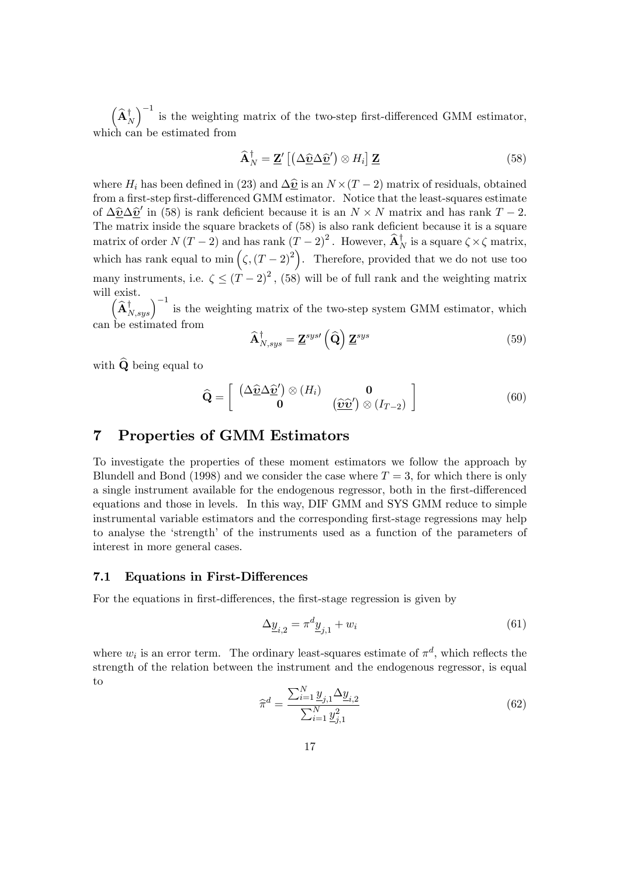$\left(\widehat{\mathbf{A}}_N^{\dagger}\right)^{-1}$ is the weighting matrix of the two-step first-differenced GMM estimator, which can be estimated from

$$\widehat{\mathbf{A}}_N^{\dagger} = \underline{\mathbf{Z}}' \left[ \left( \Delta \widehat{\underline{\boldsymbol{v}}} \Delta \widehat{\underline{\boldsymbol{v}}}' \right) \otimes H_i \right] \underline{\mathbf{Z}} \tag{58}$$

where $H_i$ has been defined in (23) and $\Delta \widehat{\underline{\boldsymbol{v}}}$ is an $N \times (T-2)$ matrix of residuals, obtained from a first-step first-differenced GMM estimator. Notice that the least-squares estimate of $\Delta \widehat{\underline{\boldsymbol{v}}} \Delta \widehat{\underline{\boldsymbol{v}}}'$ in (58) is rank deficient because it is an $N \times N$ matrix and has rank $T-2$. The matrix inside the square brackets of (58) is also rank deficient because it is a square matrix of order $N(T-2)$ and has rank $(T-2)^2$. However, $\widehat{\mathbf{A}}_N^{\dagger}$ is a square $\zeta \times \zeta$ matrix, which has rank equal to $\min\left(\zeta, (T-2)^2\right)$. Therefore, provided that we do not use too many instruments, i.e. $\zeta \leq (T-2)^2$, (58) will be of full rank and the weighting matrix will exist.

$\left(\widehat{\mathbf{A}}_{N,sys}^{\dagger}\right)^{-1}$ is the weighting matrix of the two-step system GMM estimator, which can be estimated from

$$\widehat{\mathbf{A}}_{N,sys}^{\dagger} = \underline{\mathbf{Z}}^{sys\prime} \left( \widehat{\mathbf{Q}} \right) \underline{\mathbf{Z}}^{sys} \tag{59}$$

with $\widehat{\mathbf{Q}}$ being equal to

$$\widehat{\mathbf{Q}} = \left[ \begin{array}{cc} \left( \Delta \widehat{\underline{\boldsymbol{v}}} \Delta \widehat{\underline{\boldsymbol{v}}}' \right) \otimes (H_i) & \mathbf{0} \\ \mathbf{0} & \left( \widehat{\underline{\boldsymbol{v}}} \widehat{\underline{\boldsymbol{v}}}' \right) \otimes (I_{T-2}) \end{array} \right] \tag{60}$$

# 7 Properties of GMM Estimators

To investigate the properties of these moment estimators we follow the approach by Blundell and Bond (1998) and we consider the case where $T = 3$, for which there is only a single instrument available for the endogenous regressor, both in the first-differenced equations and those in levels. In this way, DIF GMM and SYS GMM reduce to simple instrumental variable estimators and the corresponding first-stage regressions may help to analyse the 'strength' of the instruments used as a function of the parameters of interest in more general cases.

## 7.1 Equations in First-Differences

For the equations in first-differences, the first-stage regression is given by

$$\Delta \underline{y}_{i,2} = \pi^d \underline{y}_{j,1} + w_i \tag{61}$$

where $w_i$ is an error term. The ordinary least-squares estimate of $\pi^d$, which reflects the strength of the relation between the instrument and the endogenous regressor, is equal to

$$\widehat{\pi}^d = \frac{\sum_{i=1}^{N} \underline{y}_{j,1} \Delta \underline{y}_{i,2}}{\sum_{i=1}^{N} \underline{y}_{j,1}^2} \tag{62}$$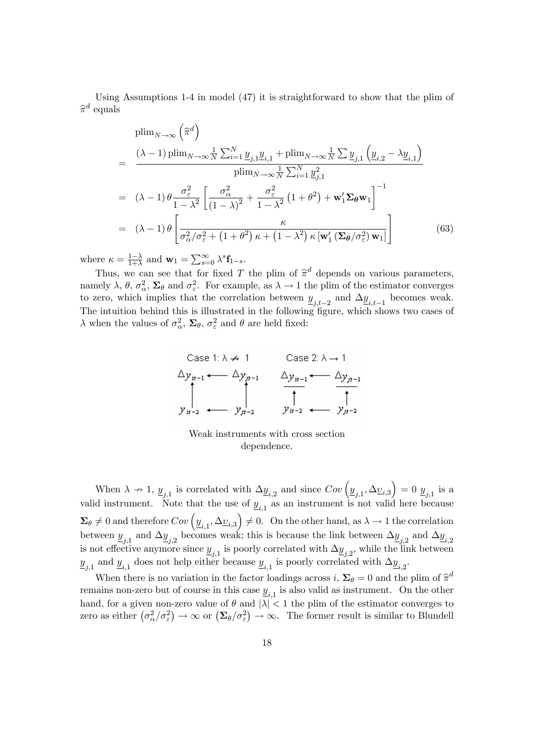Using Assumptions 1-4 in model (47) it is straightforward to show that the plim of $\widehat{\pi}^d$ equals

$$
\begin{aligned}
& \operatorname{plim}_{N\to\infty}\left(\widehat{\pi}^d\right) \\
= \; & \frac{(\lambda-1)\operatorname{plim}_{N\to\infty}\frac{1}{N}\sum_{i=1}^{N}\underline{y}_{j,1}\underline{y}_{i,1}+\operatorname{plim}_{N\to\infty}\frac{1}{N}\sum\underline{y}_{j,1}\left(\underline{y}_{i,2}-\lambda\underline{y}_{i,1}\right)}{\operatorname{plim}_{N\to\infty}\frac{1}{N}\sum_{i=1}^{N}\underline{y}_{j,1}^2} \\
= \; & (\lambda-1)\,\theta\frac{\sigma_\varepsilon^2}{1-\lambda^2}\left[\frac{\sigma_\alpha^2}{(1-\lambda)^2}+\frac{\sigma_\varepsilon^2}{1-\lambda^2}\left(1+\theta^2\right)+\mathbf{w}_1'\boldsymbol{\Sigma}_{\boldsymbol{\theta}}\mathbf{w}_1\right]^{-1} \\
= \; & (\lambda-1)\,\theta\left[\frac{\kappa}{\sigma_\alpha^2/\sigma_\varepsilon^2+\left(1+\theta^2\right)\kappa+\left(1-\lambda^2\right)\kappa\left[\mathbf{w}_1'\left(\boldsymbol{\Sigma}_{\boldsymbol{\theta}}/\sigma_\varepsilon^2\right)\mathbf{w}_1\right]}\right]
\end{aligned}
\tag{63}
$$

where $\kappa=\frac{1-\lambda}{1+\lambda}$ and $\mathbf{w}_1=\sum_{s=0}^{\infty}\lambda^s\mathbf{f}_{1-s}$.

Thus, we can see that for fixed $T$ the plim of $\widehat{\pi}^d$ depends on various parameters, namely $\lambda$, $\theta$, $\sigma_\alpha^2$, $\boldsymbol{\Sigma}_\theta$ and $\sigma_\varepsilon^2$. For example, as $\lambda\to 1$ the plim of the estimator converges to zero, which implies that the correlation between $\underline{y}_{j,t-2}$ and $\Delta\underline{y}_{i,t-1}$ becomes weak. The intuition behind this is illustrated in the following figure, which shows two cases of $\lambda$ when the values of $\sigma_\alpha^2$, $\boldsymbol{\Sigma}_\theta$, $\sigma_\varepsilon^2$ and $\theta$ are held fixed:

Weak instruments with cross section dependence.

When $\lambda\nrightarrow 1$, $\underline{y}_{j,1}$ is correlated with $\Delta\underline{y}_{i,2}$ and since $Cov\left(\underline{y}_{j,1},\Delta\underline{v}_{i,3}\right)=0$ $\underline{y}_{j,1}$ is a valid instrument. Note that the use of $\underline{y}_{i,1}$ as an instrument is not valid here because $\boldsymbol{\Sigma}_\theta\neq 0$ and therefore $Cov\left(\underline{y}_{i,1},\Delta\underline{v}_{i,3}\right)\neq 0$. On the other hand, as $\lambda\to 1$ the correlation between $\underline{y}_{j,1}$ and $\Delta\underline{y}_{j,2}$ becomes weak; this is because the link between $\Delta\underline{y}_{j,2}$ and $\Delta\underline{y}_{i,2}$ is not effective anymore since $\underline{y}_{j,1}$ is poorly correlated with $\Delta\underline{y}_{j,2}$, while the link between $\underline{y}_{j,1}$ and $\underline{y}_{i,1}$ does not help either because $\underline{y}_{i,1}$ is poorly correlated with $\Delta\underline{y}_{i,2}$.

When there is no variation in the factor loadings across $i$, $\boldsymbol{\Sigma}_\theta=0$ and the plim of $\widehat{\pi}^d$ remains non-zero but of course in this case $\underline{y}_{i,1}$ is also valid as instrument. On the other hand, for a given non-zero value of $\theta$ and $|\lambda|<1$ the plim of the estimator converges to zero as either $\left(\sigma_\alpha^2/\sigma_\varepsilon^2\right)\to\infty$ or $\left(\boldsymbol{\Sigma}_\theta/\sigma_\varepsilon^2\right)\to\infty$. The former result is similar to Blundell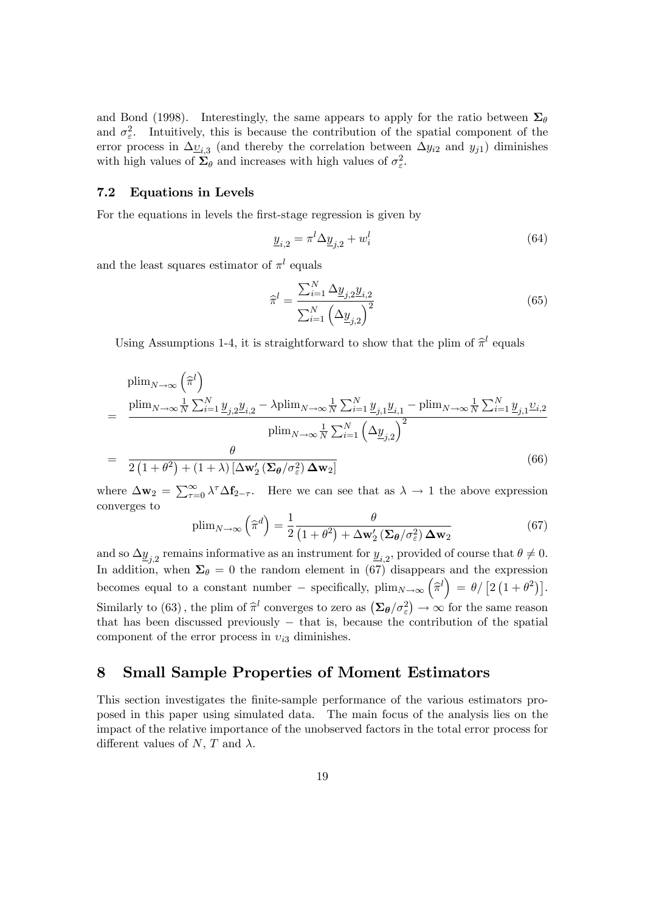and Bond (1998). Interestingly, the same appears to apply for the ratio between $\mathbf{\Sigma}_\theta$ and $\sigma_\varepsilon^2$. Intuitively, this is because the contribution of the spatial component of the error process in $\Delta \underline{\upsilon}_{i,3}$ (and thereby the correlation between $\Delta y_{i2}$ and $y_{j1}$) diminishes with high values of $\mathbf{\Sigma}_\theta$ and increases with high values of $\sigma_\varepsilon^2$.

### 7.2 Equations in Levels

For the equations in levels the first-stage regression is given by

$$\underline{y}_{i,2} = \pi^l \Delta \underline{y}_{j,2} + w_i^l \tag{64}$$

and the least squares estimator of $\pi^l$ equals

$$\widehat{\pi}^l = \frac{\sum_{i=1}^N \Delta \underline{y}_{j,2} \underline{y}_{i,2}}{\sum_{i=1}^N \left(\Delta \underline{y}_{j,2}\right)^2} \tag{65}$$

Using Assumptions 1-4, it is straightforward to show that the plim of $\widehat{\pi}^l$ equals

$$\begin{aligned}
& \text{plim}_{N\to\infty}\left(\widehat{\pi}^l\right) \\
= & \frac{\text{plim}_{N\to\infty}\frac{1}{N}\sum_{i=1}^N \underline{y}_{j,2}\underline{y}_{i,2} - \lambda \text{plim}_{N\to\infty}\frac{1}{N}\sum_{i=1}^N \underline{y}_{j,1}\underline{y}_{i,1} - \text{plim}_{N\to\infty}\frac{1}{N}\sum_{i=1}^N \underline{y}_{j,1}\underline{\upsilon}_{i,2}}{\text{plim}_{N\to\infty}\frac{1}{N}\sum_{i=1}^N \left(\Delta \underline{y}_{j,2}\right)^2} \\
= & \frac{\theta}{2\left(1+\theta^2\right) + (1+\lambda)\left[\mathbf{\Delta w}_2' \left(\mathbf{\Sigma}_{\boldsymbol{\theta}}/\sigma_\varepsilon^2\right)\mathbf{\Delta w}_2\right]}
\end{aligned} \tag{66}$$

where $\mathbf{\Delta w}_2 = \sum_{\tau=0}^\infty \lambda^\tau \Delta \mathbf{f}_{2-\tau}$. Here we can see that as $\lambda \to 1$ the above expression converges to

$$\text{plim}_{N\to\infty}\left(\widehat{\pi}^d\right) = \frac{1}{2}\frac{\theta}{\left(1+\theta^2\right) + \mathbf{\Delta w}_2' \left(\mathbf{\Sigma}_{\boldsymbol{\theta}}/\sigma_\varepsilon^2\right)\mathbf{\Delta w}_2} \tag{67}$$

and so $\Delta \underline{y}_{j,2}$ remains informative as an instrument for $\underline{y}_{i,2}$, provided of course that $\theta \neq 0$. In addition, when $\mathbf{\Sigma}_\theta = 0$ the random element in (67) disappears and the expression becomes equal to a constant number − specifically, $\text{plim}_{N\to\infty}\left(\widehat{\pi}^l\right) = \theta/\left[2\left(1+\theta^2\right)\right]$. Similarly to (63), the plim of $\widehat{\pi}^l$ converges to zero as $\left(\mathbf{\Sigma}_{\boldsymbol{\theta}}/\sigma_\varepsilon^2\right) \to \infty$ for the same reason that has been discussed previously − that is, because the contribution of the spatial component of the error process in $\upsilon_{i3}$ diminishes.

## 8 Small Sample Properties of Moment Estimators

This section investigates the finite-sample performance of the various estimators proposed in this paper using simulated data. The main focus of the analysis lies on the impact of the relative importance of the unobserved factors in the total error process for different values of $N$, $T$ and $\lambda$.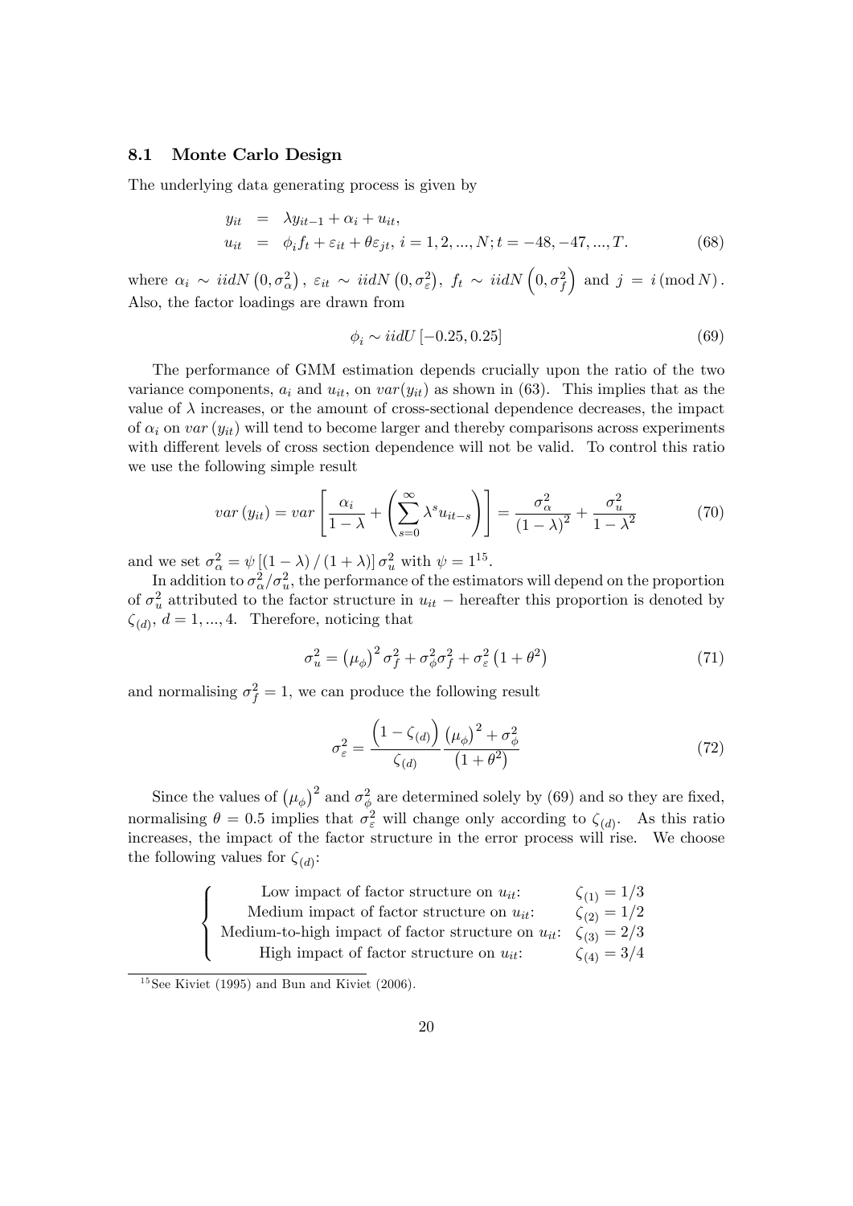### 8.1 Monte Carlo Design

The underlying data generating process is given by

$$
\begin{aligned}
y_{it} &= \lambda y_{it-1} + \alpha_i + u_{it}, \\
u_{it} &= \phi_i f_t + \varepsilon_{it} + \theta \varepsilon_{jt}, \; i = 1, 2, ..., N; t = -48, -47, ..., T.
\end{aligned} \tag{68}
$$

where $\alpha_i \sim iidN\left(0, \sigma_\alpha^2\right)$, $\varepsilon_{it} \sim iidN\left(0, \sigma_\varepsilon^2\right)$, $f_t \sim iidN\left(0, \sigma_f^2\right)$ and $j = i \,(\text{mod}\, N)$. Also, the factor loadings are drawn from

$$
\phi_i \sim iidU\left[-0.25, 0.25\right] \tag{69}
$$

The performance of GMM estimation depends crucially upon the ratio of the two variance components, $a_i$ and $u_{it}$, on $var(y_{it})$ as shown in (63). This implies that as the value of $\lambda$ increases, or the amount of cross-sectional dependence decreases, the impact of $\alpha_i$ on $var\left(y_{it}\right)$ will tend to become larger and thereby comparisons across experiments with different levels of cross section dependence will not be valid. To control this ratio we use the following simple result

$$
var\left(y_{it}\right) = var\left[\frac{\alpha_i}{1-\lambda} + \left(\sum_{s=0}^{\infty} \lambda^s u_{it-s}\right)\right] = \frac{\sigma_\alpha^2}{\left(1-\lambda\right)^2} + \frac{\sigma_u^2}{1-\lambda^2} \tag{70}
$$

and we set $\sigma_\alpha^2 = \psi\left[\left(1-\lambda\right)/\left(1+\lambda\right)\right]\sigma_u^2$ with $\psi = 1$[15].

In addition to $\sigma_\alpha^2/\sigma_u^2$, the performance of the estimators will depend on the proportion of $\sigma_u^2$ attributed to the factor structure in $u_{it}$ − hereafter this proportion is denoted by $\zeta_{(d)}$, $d = 1, ..., 4$. Therefore, noticing that

$$
\sigma_u^2 = \left(\mu_\phi\right)^2 \sigma_f^2 + \sigma_\phi^2 \sigma_f^2 + \sigma_\varepsilon^2\left(1+\theta^2\right) \tag{71}
$$

and normalising $\sigma_f^2 = 1$, we can produce the following result

$$
\sigma_\varepsilon^2 = \frac{\left(1-\zeta_{(d)}\right)}{\zeta_{(d)}} \frac{\left(\mu_\phi\right)^2 + \sigma_\phi^2}{\left(1+\theta^2\right)} \tag{72}
$$

Since the values of $\left(\mu_\phi\right)^2$ and $\sigma_\phi^2$ are determined solely by (69) and so they are fixed, normalising $\theta = 0.5$ implies that $\sigma_\varepsilon^2$ will change only according to $\zeta_{(d)}$. As this ratio increases, the impact of the factor structure in the error process will rise. We choose the following values for $\zeta_{(d)}$:

$$
\begin{cases}
\text{Low impact of factor structure on } u_{it}\text{:} & \zeta_{(1)} = 1/3 \\
\text{Medium impact of factor structure on } u_{it}\text{:} & \zeta_{(2)} = 1/2 \\
\text{Medium-to-high impact of factor structure on } u_{it}\text{:} & \zeta_{(3)} = 2/3 \\
\text{High impact of factor structure on } u_{it}\text{:} & \zeta_{(4)} = 3/4
\end{cases}
$$

[15] See Kiviet (1995) and Bun and Kiviet (2006).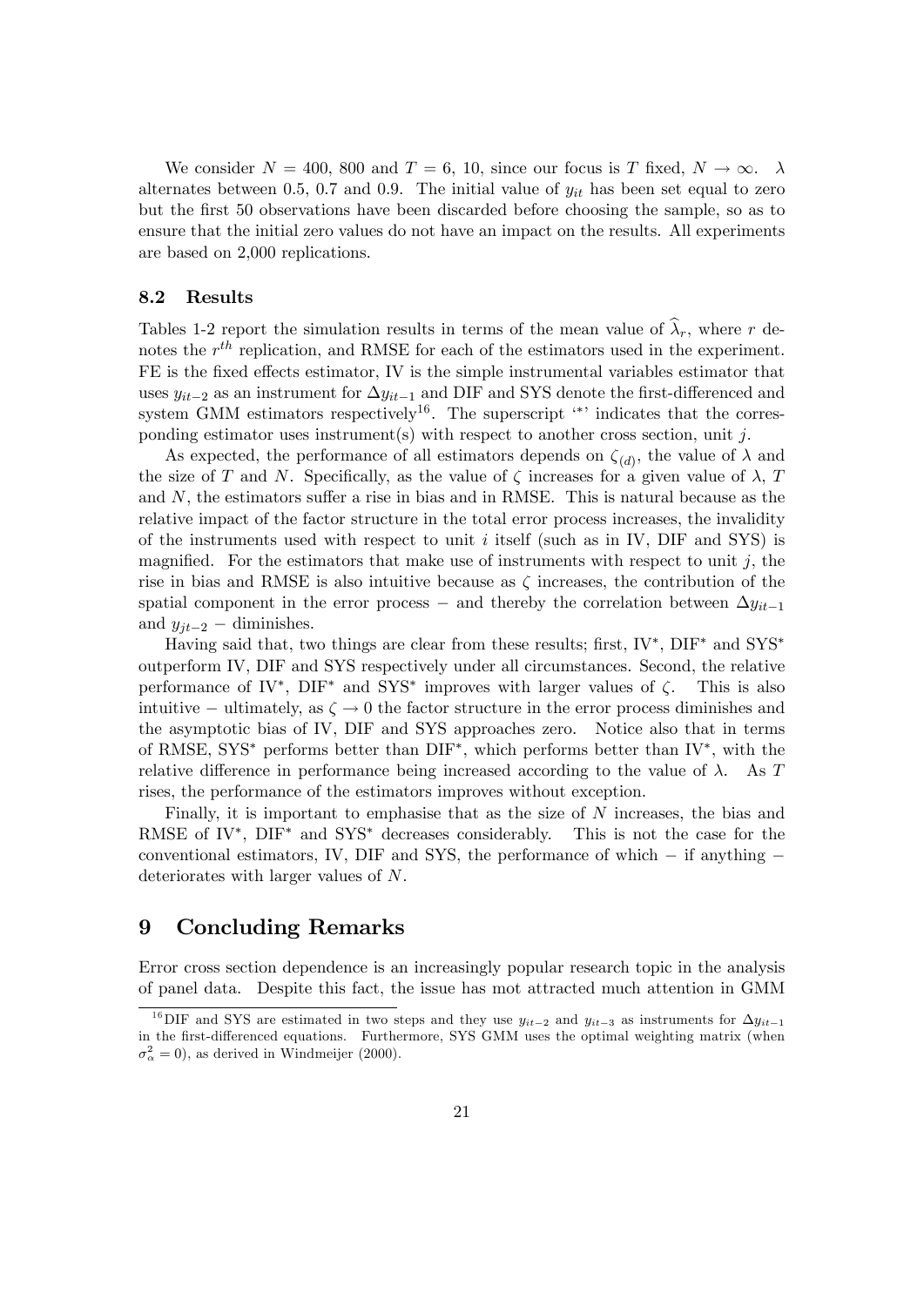We consider $N = 400$, $800$ and $T = 6$, $10$, since our focus is $T$ fixed, $N \to \infty$. $\lambda$ alternates between 0.5, 0.7 and 0.9. The initial value of $y_{it}$ has been set equal to zero but the first 50 observations have been discarded before choosing the sample, so as to ensure that the initial zero values do not have an impact on the results. All experiments are based on 2,000 replications.

### 8.2 Results

Tables 1-2 report the simulation results in terms of the mean value of $\widehat{\lambda}_r$, where $r$ denotes the $r^{th}$ replication, and RMSE for each of the estimators used in the experiment. FE is the fixed effects estimator, IV is the simple instrumental variables estimator that uses $y_{it-2}$ as an instrument for $\Delta y_{it-1}$ and DIF and SYS denote the first-differenced and system GMM estimators respectively[16]. The superscript '$*$' indicates that the corresponding estimator uses instrument(s) with respect to another cross section, unit $j$.

As expected, the performance of all estimators depends on $\zeta_{(d)}$, the value of $\lambda$ and the size of $T$ and $N$. Specifically, as the value of $\zeta$ increases for a given value of $\lambda$, $T$ and $N$, the estimators suffer a rise in bias and in RMSE. This is natural because as the relative impact of the factor structure in the total error process increases, the invalidity of the instruments used with respect to unit $i$ itself (such as in IV, DIF and SYS) is magnified. For the estimators that make use of instruments with respect to unit $j$, the rise in bias and RMSE is also intuitive because as $\zeta$ increases, the contribution of the spatial component in the error process $-$ and thereby the correlation between $\Delta y_{it-1}$ and $y_{jt-2}$ $-$ diminishes.

Having said that, two things are clear from these results; first, IV$^*$, DIF$^*$ and SYS$^*$ outperform IV, DIF and SYS respectively under all circumstances. Second, the relative performance of IV$^*$, DIF$^*$ and SYS$^*$ improves with larger values of $\zeta$. This is also intuitive $-$ ultimately, as $\zeta \to 0$ the factor structure in the error process diminishes and the asymptotic bias of IV, DIF and SYS approaches zero. Notice also that in terms of RMSE, SYS$^*$ performs better than DIF$^*$, which performs better than IV$^*$, with the relative difference in performance being increased according to the value of $\lambda$. As $T$ rises, the performance of the estimators improves without exception.

Finally, it is important to emphasise that as the size of $N$ increases, the bias and RMSE of IV$^*$, DIF$^*$ and SYS$^*$ decreases considerably. This is not the case for the conventional estimators, IV, DIF and SYS, the performance of which $-$ if anything $-$ deteriorates with larger values of $N$.

## 9 Concluding Remarks

Error cross section dependence is an increasingly popular research topic in the analysis of panel data. Despite this fact, the issue has mot attracted much attention in GMM

[16] DIF and SYS are estimated in two steps and they use $y_{it-2}$ and $y_{it-3}$ as instruments for $\Delta y_{it-1}$ in the first-differenced equations. Furthermore, SYS GMM uses the optimal weighting matrix (when $\sigma_\alpha^2 = 0$), as derived in Windmeijer (2000).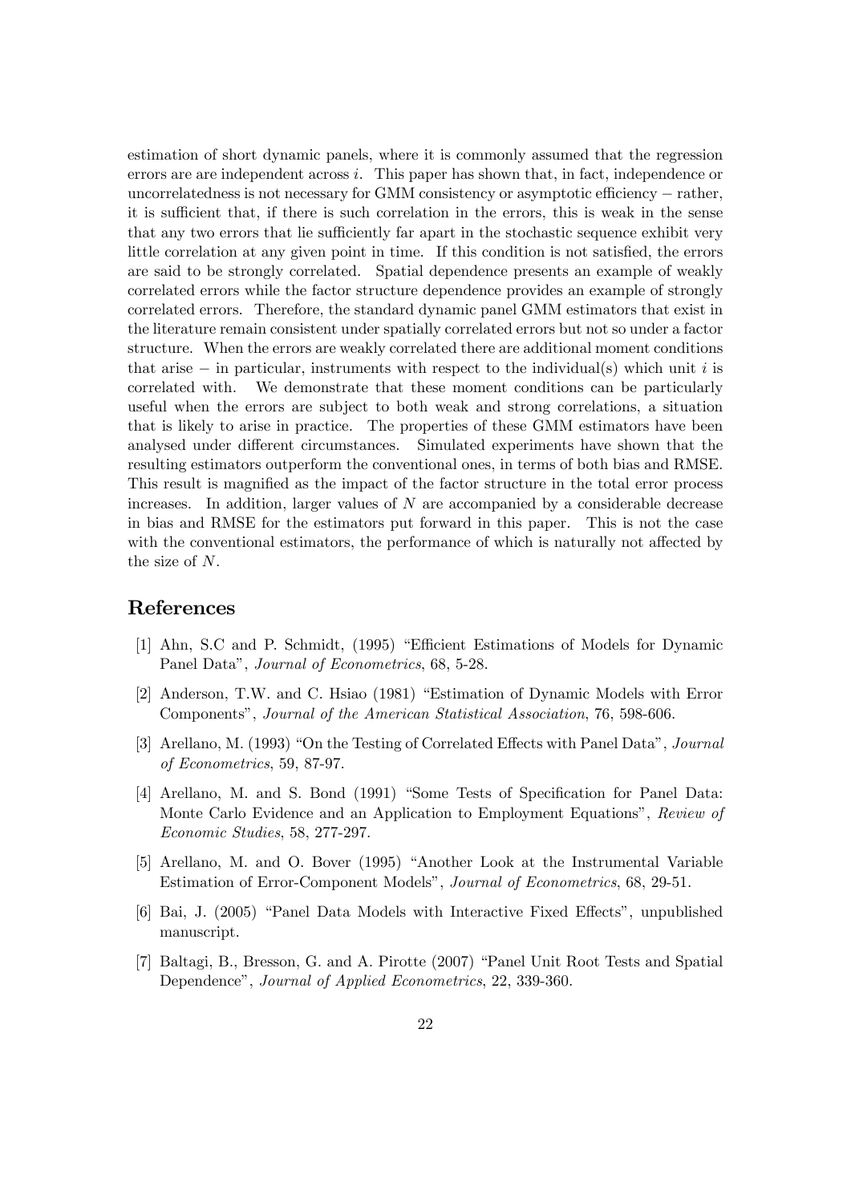estimation of short dynamic panels, where it is commonly assumed that the regression errors are are independent across $i$. This paper has shown that, in fact, independence or uncorrelatedness is not necessary for GMM consistency or asymptotic efficiency − rather, it is sufficient that, if there is such correlation in the errors, this is weak in the sense that any two errors that lie sufficiently far apart in the stochastic sequence exhibit very little correlation at any given point in time. If this condition is not satisfied, the errors are said to be strongly correlated. Spatial dependence presents an example of weakly correlated errors while the factor structure dependence provides an example of strongly correlated errors. Therefore, the standard dynamic panel GMM estimators that exist in the literature remain consistent under spatially correlated errors but not so under a factor structure. When the errors are weakly correlated there are additional moment conditions that arise − in particular, instruments with respect to the individual(s) which unit $i$ is correlated with. We demonstrate that these moment conditions can be particularly useful when the errors are subject to both weak and strong correlations, a situation that is likely to arise in practice. The properties of these GMM estimators have been analysed under different circumstances. Simulated experiments have shown that the resulting estimators outperform the conventional ones, in terms of both bias and RMSE. This result is magnified as the impact of the factor structure in the total error process increases. In addition, larger values of $N$ are accompanied by a considerable decrease in bias and RMSE for the estimators put forward in this paper. This is not the case with the conventional estimators, the performance of which is naturally not affected by the size of $N$.

# References

[1] Ahn, S.C and P. Schmidt, (1995) "Efficient Estimations of Models for Dynamic Panel Data", *Journal of Econometrics*, 68, 5-28.

[2] Anderson, T.W. and C. Hsiao (1981) "Estimation of Dynamic Models with Error Components", *Journal of the American Statistical Association*, 76, 598-606.

[3] Arellano, M. (1993) "On the Testing of Correlated Effects with Panel Data", *Journal of Econometrics*, 59, 87-97.

[4] Arellano, M. and S. Bond (1991) "Some Tests of Specification for Panel Data: Monte Carlo Evidence and an Application to Employment Equations", *Review of Economic Studies*, 58, 277-297.

[5] Arellano, M. and O. Bover (1995) "Another Look at the Instrumental Variable Estimation of Error-Component Models", *Journal of Econometrics*, 68, 29-51.

[6] Bai, J. (2005) "Panel Data Models with Interactive Fixed Effects", unpublished manuscript.

[7] Baltagi, B., Bresson, G. and A. Pirotte (2007) "Panel Unit Root Tests and Spatial Dependence", *Journal of Applied Econometrics*, 22, 339-360.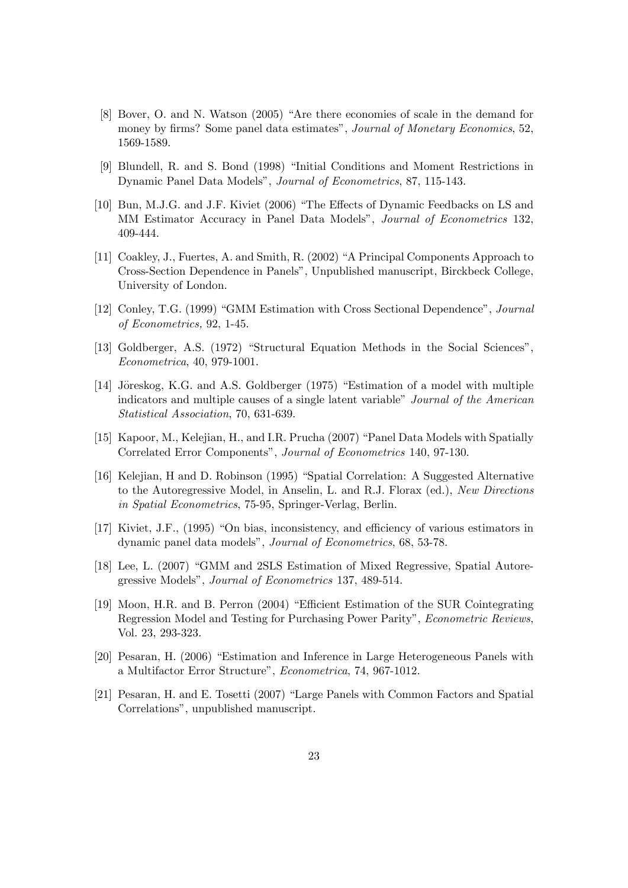[8] Bover, O. and N. Watson (2005) "Are there economies of scale in the demand for money by firms? Some panel data estimates", *Journal of Monetary Economics*, 52, 1569-1589.

[9] Blundell, R. and S. Bond (1998) "Initial Conditions and Moment Restrictions in Dynamic Panel Data Models", *Journal of Econometrics*, 87, 115-143.

[10] Bun, M.J.G. and J.F. Kiviet (2006) "The Effects of Dynamic Feedbacks on LS and MM Estimator Accuracy in Panel Data Models", *Journal of Econometrics* 132, 409-444.

[11] Coakley, J., Fuertes, A. and Smith, R. (2002) "A Principal Components Approach to Cross-Section Dependence in Panels", Unpublished manuscript, Birckbeck College, University of London.

[12] Conley, T.G. (1999) "GMM Estimation with Cross Sectional Dependence", *Journal of Econometrics,* 92, 1-45.

[13] Goldberger, A.S. (1972) "Structural Equation Methods in the Social Sciences", *Econometrica*, 40, 979-1001.

[14] Jöreskog, K.G. and A.S. Goldberger (1975) "Estimation of a model with multiple indicators and multiple causes of a single latent variable" *Journal of the American Statistical Association*, 70, 631-639.

[15] Kapoor, M., Kelejian, H., and I.R. Prucha (2007) "Panel Data Models with Spatially Correlated Error Components", *Journal of Econometrics* 140, 97-130.

[16] Kelejian, H and D. Robinson (1995) "Spatial Correlation: A Suggested Alternative to the Autoregressive Model, in Anselin, L. and R.J. Florax (ed.), *New Directions in Spatial Econometrics*, 75-95, Springer-Verlag, Berlin.

[17] Kiviet, J.F., (1995) "On bias, inconsistency, and efficiency of various estimators in dynamic panel data models", *Journal of Econometrics*, 68, 53-78.

[18] Lee, L. (2007) "GMM and 2SLS Estimation of Mixed Regressive, Spatial Autoregressive Models", *Journal of Econometrics* 137, 489-514.

[19] Moon, H.R. and B. Perron (2004) "Efficient Estimation of the SUR Cointegrating Regression Model and Testing for Purchasing Power Parity", *Econometric Reviews*, Vol. 23, 293-323.

[20] Pesaran, H. (2006) "Estimation and Inference in Large Heterogeneous Panels with a Multifactor Error Structure", *Econometrica*, 74, 967-1012.

[21] Pesaran, H. and E. Tosetti (2007) "Large Panels with Common Factors and Spatial Correlations", unpublished manuscript.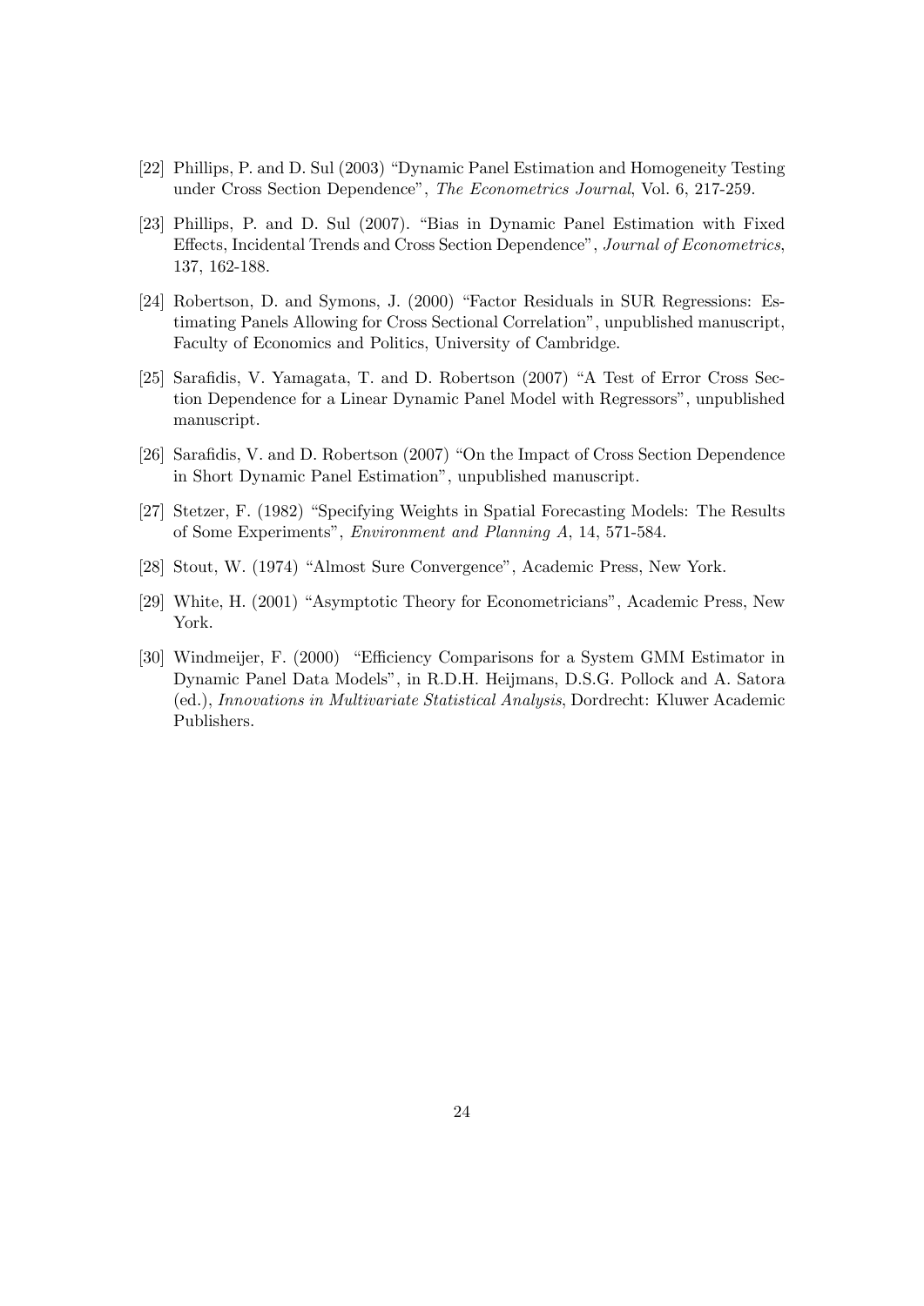[22] Phillips, P. and D. Sul (2003) "Dynamic Panel Estimation and Homogeneity Testing under Cross Section Dependence", *The Econometrics Journal*, Vol. 6, 217-259.

[23] Phillips, P. and D. Sul (2007). "Bias in Dynamic Panel Estimation with Fixed Effects, Incidental Trends and Cross Section Dependence", *Journal of Econometrics*, 137, 162-188.

[24] Robertson, D. and Symons, J. (2000) "Factor Residuals in SUR Regressions: Estimating Panels Allowing for Cross Sectional Correlation", unpublished manuscript, Faculty of Economics and Politics, University of Cambridge.

[25] Sarafidis, V. Yamagata, T. and D. Robertson (2007) "A Test of Error Cross Section Dependence for a Linear Dynamic Panel Model with Regressors", unpublished manuscript.

[26] Sarafidis, V. and D. Robertson (2007) "On the Impact of Cross Section Dependence in Short Dynamic Panel Estimation", unpublished manuscript.

[27] Stetzer, F. (1982) "Specifying Weights in Spatial Forecasting Models: The Results of Some Experiments", *Environment and Planning A*, 14, 571-584.

[28] Stout, W. (1974) "Almost Sure Convergence", Academic Press, New York.

[29] White, H. (2001) "Asymptotic Theory for Econometricians", Academic Press, New York.

[30] Windmeijer, F. (2000) "Efficiency Comparisons for a System GMM Estimator in Dynamic Panel Data Models", in R.D.H. Heijmans, D.S.G. Pollock and A. Satora (ed.), *Innovations in Multivariate Statistical Analysis*, Dordrecht: Kluwer Academic Publishers.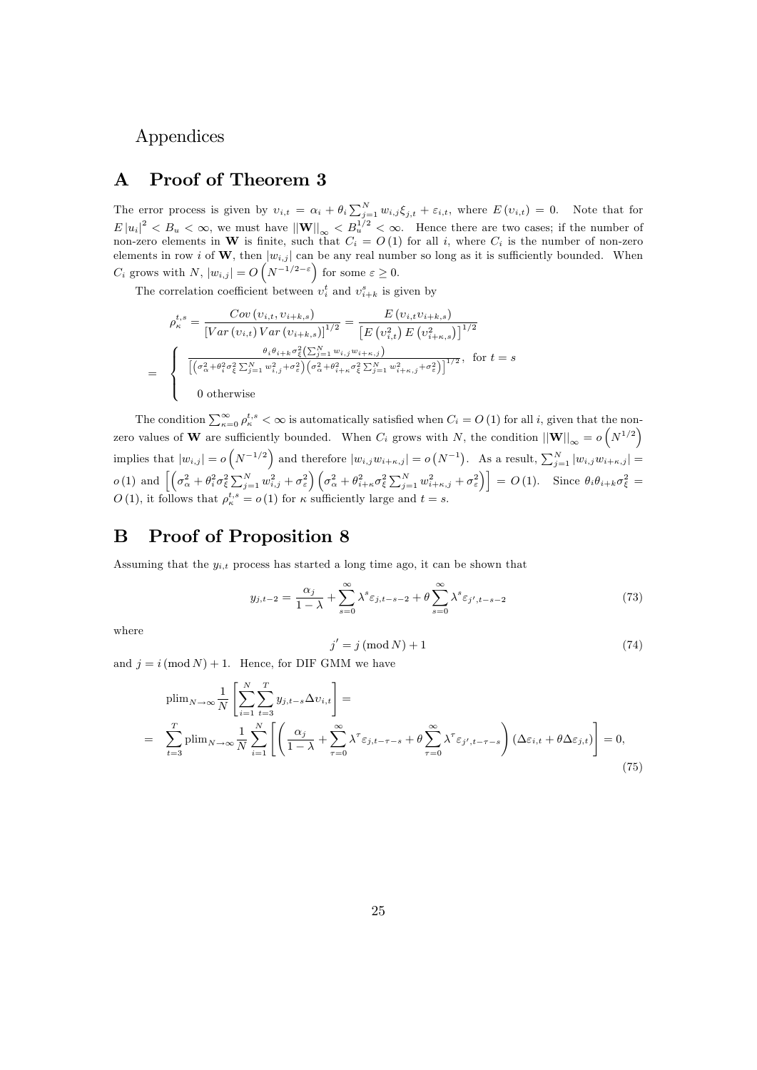# Appendices

## A Proof of Theorem 3

The error process is given by $\upsilon_{i,t} = \alpha_i + \theta_i \sum_{j=1}^{N} w_{i,j}\xi_{j,t} + \varepsilon_{i,t}$, where $E(\upsilon_{i,t}) = 0$. Note that for $E|u_i|^2 < B_u < \infty$, we must have $||\mathbf{W}||_\infty < B_u^{1/2} < \infty$. Hence there are two cases; if the number of non-zero elements in $\mathbf{W}$ is finite, such that $C_i = O(1)$ for all $i$, where $C_i$ is the number of non-zero elements in row $i$ of $\mathbf{W}$, then $|w_{i,j}|$ can be any real number so long as it is sufficiently bounded. When $C_i$ grows with $N$, $|w_{i,j}| = O\left(N^{-1/2-\varepsilon}\right)$ for some $\varepsilon \geq 0$.

The correlation coefficient between $\upsilon_i^t$ and $\upsilon_{i+k}^s$ is given by

$$
\rho_\kappa^{t,s} = \frac{Cov(\upsilon_{i,t}, \upsilon_{i+k,s})}{\left[Var(\upsilon_{i,t}) Var(\upsilon_{i+k,s})\right]^{1/2}} = \frac{E(\upsilon_{i,t}\upsilon_{i+k,s})}{\left[E\left(\upsilon_{i,t}^2\right) E\left(\upsilon_{i+\kappa,s}^2\right)\right]^{1/2}}
$$

$$
= \begin{cases} \dfrac{\theta_i \theta_{i+k} \sigma_\xi^2 \left(\sum_{j=1}^{N} w_{i,j} w_{i+\kappa,j}\right)}{\left[\left(\sigma_\alpha^2 + \theta_i^2 \sigma_\xi^2 \sum_{j=1}^{N} w_{i,j}^2 + \sigma_\varepsilon^2\right)\left(\sigma_\alpha^2 + \theta_{i+\kappa}^2 \sigma_\xi^2 \sum_{j=1}^{N} w_{i+\kappa,j}^2 + \sigma_\varepsilon^2\right)\right]^{1/2}}, & \text{for } t = s \\ 0 \text{ otherwise} & \end{cases}
$$

The condition $\sum_{\kappa=0}^{\infty} \rho_\kappa^{t,s} < \infty$ is automatically satisfied when $C_i = O(1)$ for all $i$, given that the non-zero values of $\mathbf{W}$ are sufficiently bounded. When $C_i$ grows with $N$, the condition $||\mathbf{W}||_\infty = o\left(N^{1/2}\right)$ implies that $|w_{i,j}| = o\left(N^{-1/2}\right)$ and therefore $|w_{i,j} w_{i+\kappa,j}| = o\left(N^{-1}\right)$. As a result, $\sum_{j=1}^{N} |w_{i,j} w_{i+\kappa,j}| = o(1)$ and $\left[\left(\sigma_\alpha^2 + \theta_i^2 \sigma_\xi^2 \sum_{j=1}^{N} w_{i,j}^2 + \sigma_\varepsilon^2\right)\left(\sigma_\alpha^2 + \theta_{i+\kappa}^2 \sigma_\xi^2 \sum_{j=1}^{N} w_{i+\kappa,j}^2 + \sigma_\varepsilon^2\right)\right] = O(1)$. Since $\theta_i \theta_{i+k} \sigma_\xi^2 = O(1)$, it follows that $\rho_\kappa^{t,s} = o(1)$ for $\kappa$ sufficiently large and $t = s$.

## B Proof of Proposition 8

Assuming that the $y_{i,t}$ process has started a long time ago, it can be shown that

$$
y_{j,t-2} = \frac{\alpha_j}{1-\lambda} + \sum_{s=0}^{\infty} \lambda^s \varepsilon_{j,t-s-2} + \theta \sum_{s=0}^{\infty} \lambda^s \varepsilon_{j',t-s-2} \tag{73}
$$

where

$$
j' = j \,(\mathrm{mod}\, N) + 1 \tag{74}
$$

and $j = i\,(\mathrm{mod}\, N) + 1$. Hence, for DIF GMM we have

$$
\begin{aligned}
&\mathrm{plim}_{N\to\infty} \frac{1}{N}\left[\sum_{i=1}^{N}\sum_{t=3}^{T} y_{i,t-s}\Delta\upsilon_{i,t}\right] = \\
&= \sum_{t=3}^{T} \mathrm{plim}_{N\to\infty} \frac{1}{N}\sum_{i=1}^{N}\left[\left(\frac{\alpha_j}{1-\lambda} + \sum_{\tau=0}^{\infty}\lambda^\tau \varepsilon_{j,t-\tau-s} + \theta\sum_{\tau=0}^{\infty}\lambda^\tau \varepsilon_{j',t-\tau-s}\right)(\Delta\varepsilon_{i,t} + \theta\Delta\varepsilon_{j,t})\right] = 0,
\end{aligned} \tag{75}
$$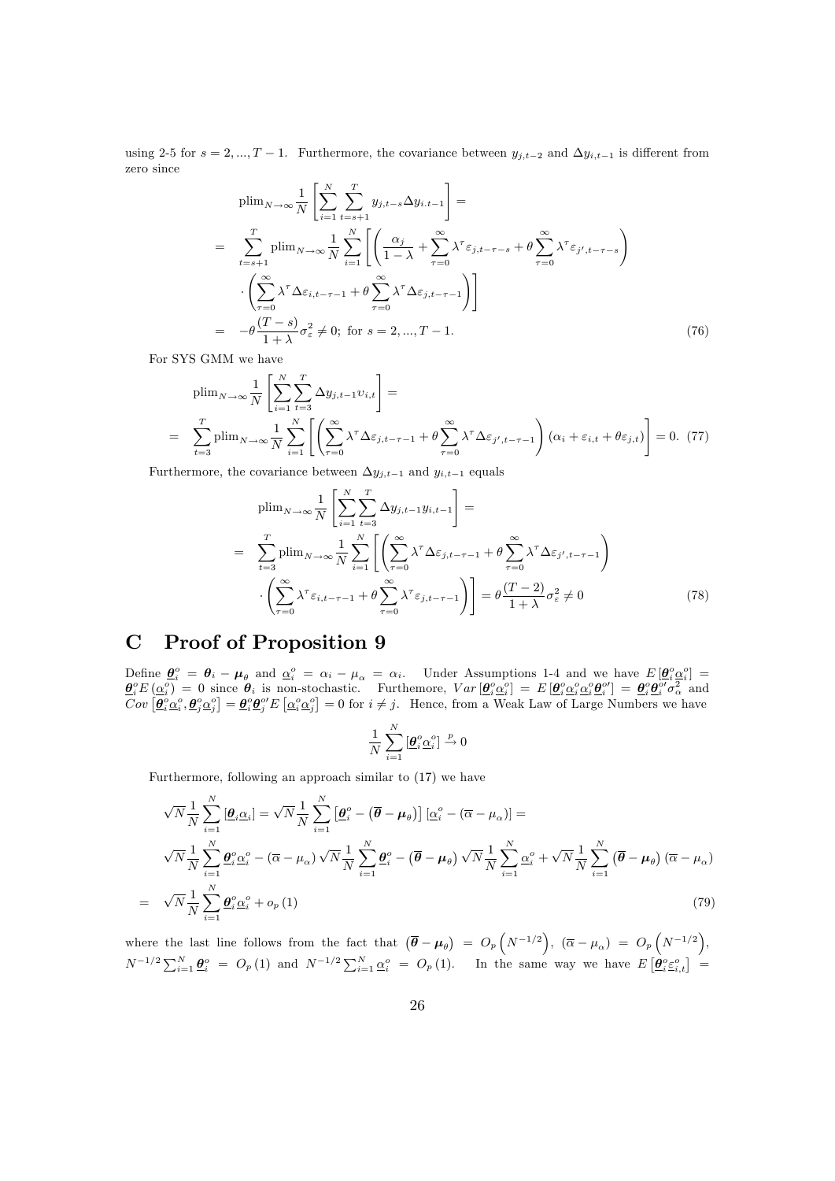using 2-5 for $s = 2, ..., T-1$. Furthermore, the covariance between $y_{j,t-2}$ and $\Delta y_{i,t-1}$ is different from zero since

$$
\begin{aligned}
& \text{plim}_{N\to\infty} \frac{1}{N} \left[ \sum_{i=1}^{N} \sum_{t=s+1}^{T} y_{j,t-s} \Delta y_{i.t-1} \right] = \\
= & \sum_{t=s+1}^{T} \text{plim}_{N\to\infty} \frac{1}{N} \sum_{i=1}^{N} \left[ \left( \frac{\alpha_j}{1-\lambda} + \sum_{\tau=0}^{\infty} \lambda^{\tau} \varepsilon_{j,t-\tau-s} + \theta \sum_{\tau=0}^{\infty} \lambda^{\tau} \varepsilon_{j',t-\tau-s} \right) \right. \\
& \left. \cdot \left( \sum_{\tau=0}^{\infty} \lambda^{\tau} \Delta \varepsilon_{i,t-\tau-1} + \theta \sum_{\tau=0}^{\infty} \lambda^{\tau} \Delta \varepsilon_{j,t-\tau-1} \right) \right] \\
= & -\theta \frac{(T-s)}{1+\lambda} \sigma_{\varepsilon}^2 \neq 0; \text{ for } s = 2, ..., T-1. \qquad (76)
\end{aligned}
$$

For SYS GMM we have

$$
\begin{aligned}
& \text{plim}_{N\to\infty} \frac{1}{N} \left[ \sum_{i=1}^{N} \sum_{t=3}^{T} \Delta y_{j,t-1} \upsilon_{i,t} \right] = \\
= & \sum_{t=3}^{T} \text{plim}_{N\to\infty} \frac{1}{N} \sum_{i=1}^{N} \left[ \left( \sum_{\tau=0}^{\infty} \lambda^{\tau} \Delta \varepsilon_{j,t-\tau-1} + \theta \sum_{\tau=0}^{\infty} \lambda^{\tau} \Delta \varepsilon_{j',t-\tau-1} \right) (\alpha_i + \varepsilon_{i,t} + \theta \varepsilon_{j,t}) \right] = 0. \quad (77)
\end{aligned}
$$

Furthermore, the covariance between $\Delta y_{j,t-1}$ and $y_{i,t-1}$ equals

$$
\begin{aligned}
& \text{plim}_{N\to\infty} \frac{1}{N} \left[ \sum_{i=1}^{N} \sum_{t=3}^{T} \Delta y_{j,t-1} y_{i,t-1} \right] = \\
= & \sum_{t=3}^{T} \text{plim}_{N\to\infty} \frac{1}{N} \sum_{i=1}^{N} \left[ \left( \sum_{\tau=0}^{\infty} \lambda^{\tau} \Delta \varepsilon_{j,t-\tau-1} + \theta \sum_{\tau=0}^{\infty} \lambda^{\tau} \Delta \varepsilon_{j',t-\tau-1} \right) \right. \\
& \left. \cdot \left( \sum_{\tau=0}^{\infty} \lambda^{\tau} \varepsilon_{i,t-\tau-1} + \theta \sum_{\tau=0}^{\infty} \lambda^{\tau} \varepsilon_{j,t-\tau-1} \right) \right] = \theta \frac{(T-2)}{1+\lambda} \sigma_{\varepsilon}^2 \neq 0 \qquad (78)
\end{aligned}
$$

# C Proof of Proposition 9

Define $\underline{\boldsymbol{\theta}}_i^o = \boldsymbol{\theta}_i - \boldsymbol{\mu}_\theta$ and $\underline{\alpha}_i^o = \alpha_i - \mu_\alpha = \alpha_i$. Under Assumptions 1-4 and we have $E\left[\underline{\boldsymbol{\theta}}_i^o \underline{\alpha}_i^o\right] = \underline{\boldsymbol{\theta}}_i^o E\left(\underline{\alpha}_i^o\right) = 0$ since $\boldsymbol{\theta}_i$ is non-stochastic. Furthemore, $Var\left[\underline{\boldsymbol{\theta}}_i^o \underline{\alpha}_i^o\right] = E\left[\underline{\boldsymbol{\theta}}_i^o \underline{\alpha}_i^o \underline{\alpha}_i^o \underline{\boldsymbol{\theta}}_i^{o\prime}\right] = \underline{\boldsymbol{\theta}}_i^o \underline{\boldsymbol{\theta}}_i^{o\prime} \sigma_\alpha^2$ and $Cov\left[\underline{\boldsymbol{\theta}}_i^o \underline{\alpha}_i^o, \underline{\boldsymbol{\theta}}_j^o \underline{\alpha}_j^o\right] = \underline{\boldsymbol{\theta}}_i^o \underline{\boldsymbol{\theta}}_j^{o\prime} E\left[\underline{\alpha}_i^o \underline{\alpha}_j^o\right] = 0$ for $i \neq j$. Hence, from a Weak Law of Large Numbers we have

$$
\frac{1}{N} \sum_{i=1}^{N} \left[\underline{\boldsymbol{\theta}}_i^o \underline{\alpha}_i^o\right] \xrightarrow{p} 0
$$

Furthermore, following an approach similar to (17) we have

$$
\begin{aligned}
& \sqrt{N} \frac{1}{N} \sum_{i=1}^{N} \left[\underline{\boldsymbol{\theta}}_i \underline{\alpha}_i\right] = \sqrt{N} \frac{1}{N} \sum_{i=1}^{N} \left[\underline{\boldsymbol{\theta}}_i^o - \left(\overline{\boldsymbol{\theta}} - \boldsymbol{\mu}_\theta\right)\right] \left[\underline{\alpha}_i^o - \left(\overline{\alpha} - \mu_\alpha\right)\right] = \\
& \sqrt{N} \frac{1}{N} \sum_{i=1}^{N} \underline{\boldsymbol{\theta}}_i^o \underline{\alpha}_i^o - \left(\overline{\alpha} - \mu_\alpha\right) \sqrt{N} \frac{1}{N} \sum_{i=1}^{N} \underline{\boldsymbol{\theta}}_i^o - \left(\overline{\boldsymbol{\theta}} - \boldsymbol{\mu}_\theta\right) \sqrt{N} \frac{1}{N} \sum_{i=1}^{N} \underline{\alpha}_i^o + \sqrt{N} \frac{1}{N} \sum_{i=1}^{N} \left(\overline{\boldsymbol{\theta}} - \boldsymbol{\mu}_\theta\right) \left(\overline{\alpha} - \mu_\alpha\right) \\
= & \sqrt{N} \frac{1}{N} \sum_{i=1}^{N} \underline{\boldsymbol{\theta}}_i^o \underline{\alpha}_i^o + o_p(1) \qquad (79)
\end{aligned}
$$

where the last line follows from the fact that $\left(\overline{\boldsymbol{\theta}} - \boldsymbol{\mu}_\theta\right) = O_p\left(N^{-1/2}\right)$, $\left(\overline{\alpha} - \mu_\alpha\right) = O_p\left(N^{-1/2}\right)$, $N^{-1/2} \sum_{i=1}^{N} \underline{\boldsymbol{\theta}}_i^o = O_p(1)$ and $N^{-1/2} \sum_{i=1}^{N} \underline{\alpha}_i^o = O_p(1)$. In the same way we have $E\left[\underline{\boldsymbol{\theta}}_i^o \underline{\varepsilon}_{i,t}^o\right] =$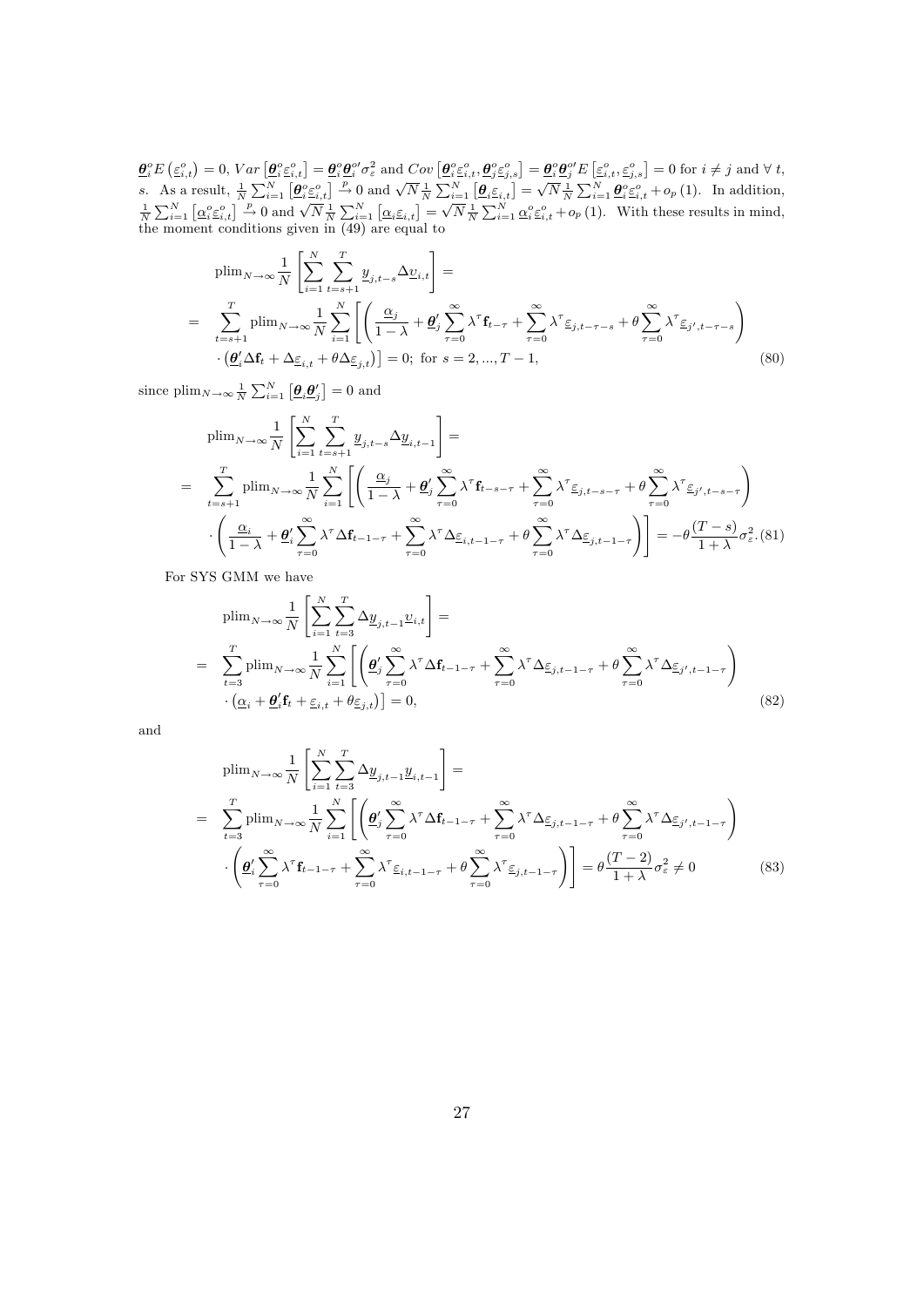$\underline{\boldsymbol{\theta}}_i^o E\left(\underline{\varepsilon}_{i,t}^o\right) = 0$, $Var\left[\underline{\boldsymbol{\theta}}_i^o \underline{\varepsilon}_{i,t}^o\right] = \underline{\boldsymbol{\theta}}_i^o \underline{\boldsymbol{\theta}}_i^{o\prime} \sigma_\varepsilon^2$ and $Cov\left[\underline{\boldsymbol{\theta}}_i^o \underline{\varepsilon}_{i,t}^o, \underline{\boldsymbol{\theta}}_j^o \underline{\varepsilon}_{j,s}^o\right] = \underline{\boldsymbol{\theta}}_i^o \underline{\boldsymbol{\theta}}_j^{o\prime} E\left[\underline{\varepsilon}_{i,t}^o, \underline{\varepsilon}_{j,s}^o\right] = 0$ for $i \neq j$ and $\forall\, t$, $s$. As a result, $\frac{1}{N}\sum_{i=1}^N \left[\underline{\boldsymbol{\theta}}_i^o \underline{\varepsilon}_{i,t}^o\right] \xrightarrow{p} 0$ and $\sqrt{N}\frac{1}{N}\sum_{i=1}^N \left[\underline{\boldsymbol{\theta}}_i \underline{\varepsilon}_{i,t}\right] = \sqrt{N}\frac{1}{N}\sum_{i=1}^N \underline{\boldsymbol{\theta}}_i^o \underline{\varepsilon}_{i,t}^o + o_p(1)$. In addition, $\frac{1}{N}\sum_{i=1}^N \left[\underline{\alpha}_i^o \underline{\varepsilon}_{i,t}^o\right] \xrightarrow{p} 0$ and $\sqrt{N}\frac{1}{N}\sum_{i=1}^N \left[\underline{\alpha}_i \underline{\varepsilon}_{i,t}\right] = \sqrt{N}\frac{1}{N}\sum_{i=1}^N \underline{\alpha}_i^o \underline{\varepsilon}_{i,t}^o + o_p(1)$. With these results in mind, the moment conditions given in (49) are equal to

$$
\begin{aligned}
&\text{plim}_{N\to\infty}\frac{1}{N}\left[\sum_{i=1}^N \sum_{t=s+1}^T \underline{y}_{j,t-s} \Delta \underline{\upsilon}_{i,t}\right] = \\
=\;& \sum_{t=s+1}^T \text{plim}_{N\to\infty}\frac{1}{N}\sum_{i=1}^N \left[\left(\frac{\underline{\alpha}_j}{1-\lambda} + \underline{\boldsymbol{\theta}}_j' \sum_{\tau=0}^\infty \lambda^\tau \mathbf{f}_{t-\tau} + \sum_{\tau=0}^\infty \lambda^\tau \underline{\varepsilon}_{j,t-\tau-s} + \theta \sum_{\tau=0}^\infty \lambda^\tau \underline{\varepsilon}_{j',t-\tau-s}\right)\right. \\
& \left.\cdot \left(\underline{\boldsymbol{\theta}}_i' \Delta \mathbf{f}_t + \Delta \underline{\varepsilon}_{i,t} + \theta \Delta \underline{\varepsilon}_{j,t}\right)\right] = 0; \text{ for } s = 2, ..., T-1,
\end{aligned}
\tag{80}
$$

since $\text{plim}_{N\to\infty}\frac{1}{N}\sum_{i=1}^N \left[\underline{\boldsymbol{\theta}}_i \underline{\boldsymbol{\theta}}_j'\right] = 0$ and

$$
\begin{aligned}
&\text{plim}_{N\to\infty}\frac{1}{N}\left[\sum_{i=1}^N \sum_{t=s+1}^T \underline{y}_{j,t-s} \Delta \underline{y}_{i,t-1}\right] = \\
=\;& \sum_{t=s+1}^T \text{plim}_{N\to\infty}\frac{1}{N}\sum_{i=1}^N \left[\left(\frac{\underline{\alpha}_j}{1-\lambda} + \underline{\boldsymbol{\theta}}_j' \sum_{\tau=0}^\infty \lambda^\tau \mathbf{f}_{t-s-\tau} + \sum_{\tau=0}^\infty \lambda^\tau \underline{\varepsilon}_{j,t-s-\tau} + \theta \sum_{\tau=0}^\infty \lambda^\tau \underline{\varepsilon}_{j',t-s-\tau}\right)\right. \\
& \left.\cdot \left(\frac{\underline{\alpha}_i}{1-\lambda} + \underline{\boldsymbol{\theta}}_i' \sum_{\tau=0}^\infty \lambda^\tau \Delta \mathbf{f}_{t-1-\tau} + \sum_{\tau=0}^\infty \lambda^\tau \Delta \underline{\varepsilon}_{i,t-1-\tau} + \theta \sum_{\tau=0}^\infty \lambda^\tau \Delta \underline{\varepsilon}_{j,t-1-\tau}\right)\right] = -\theta\frac{(T-s)}{1+\lambda}\sigma_\varepsilon^2.
\end{aligned}
\tag{81}
$$

For SYS GMM we have

$$
\begin{aligned}
&\text{plim}_{N\to\infty}\frac{1}{N}\left[\sum_{i=1}^N \sum_{t=3}^T \Delta \underline{y}_{j,t-1} \underline{\upsilon}_{i,t}\right] = \\
=\;& \sum_{t=3}^T \text{plim}_{N\to\infty}\frac{1}{N}\sum_{i=1}^N \left[\left(\underline{\boldsymbol{\theta}}_j' \sum_{\tau=0}^\infty \lambda^\tau \Delta \mathbf{f}_{t-1-\tau} + \sum_{\tau=0}^\infty \lambda^\tau \Delta \underline{\varepsilon}_{j,t-1-\tau} + \theta \sum_{\tau=0}^\infty \lambda^\tau \Delta \underline{\varepsilon}_{j',t-1-\tau}\right)\right. \\
& \left.\cdot \left(\underline{\alpha}_i + \underline{\boldsymbol{\theta}}_i' \mathbf{f}_t + \underline{\varepsilon}_{i,t} + \theta \underline{\varepsilon}_{j,t}\right)\right] = 0,
\end{aligned}
\tag{82}
$$

and

$$
\begin{aligned}
&\text{plim}_{N\to\infty}\frac{1}{N}\left[\sum_{i=1}^N \sum_{t=3}^T \Delta \underline{y}_{j,t-1} \underline{y}_{i,t-1}\right] = \\
=\;& \sum_{t=3}^T \text{plim}_{N\to\infty}\frac{1}{N}\sum_{i=1}^N \left[\left(\underline{\boldsymbol{\theta}}_j' \sum_{\tau=0}^\infty \lambda^\tau \Delta \mathbf{f}_{t-1-\tau} + \sum_{\tau=0}^\infty \lambda^\tau \Delta \underline{\varepsilon}_{j,t-1-\tau} + \theta \sum_{\tau=0}^\infty \lambda^\tau \Delta \underline{\varepsilon}_{j',t-1-\tau}\right)\right. \\
& \left.\cdot \left(\underline{\boldsymbol{\theta}}_i' \sum_{\tau=0}^\infty \lambda^\tau \mathbf{f}_{t-1-\tau} + \sum_{\tau=0}^\infty \lambda^\tau \underline{\varepsilon}_{i,t-1-\tau} + \theta \sum_{\tau=0}^\infty \lambda^\tau \underline{\varepsilon}_{j,t-1-\tau}\right)\right] = \theta\frac{(T-2)}{1+\lambda}\sigma_\varepsilon^2 \neq 0
\end{aligned}
\tag{83}
$$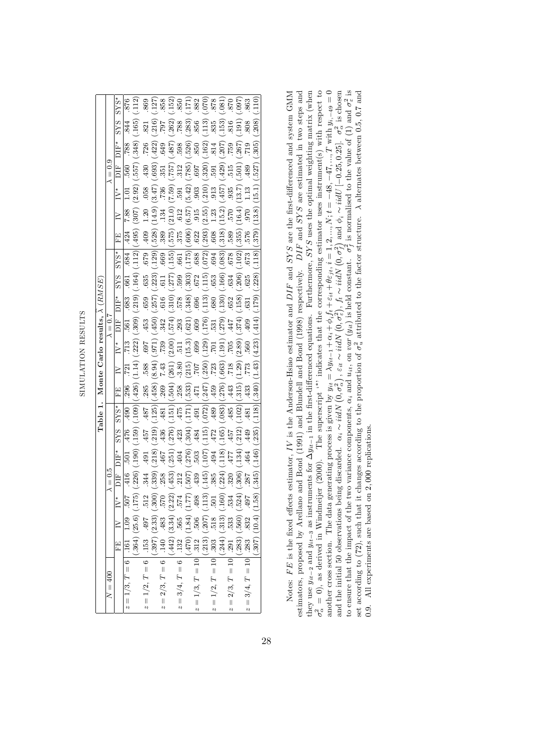SIMULATION RESULTS

**Table 1. Monte Carlo results, $\hat{\lambda}$ (RMSE)**

| $N = 400$ | $\lambda = 0.5$ | | | | | | | $\lambda = 0.7$ | | | | | | | $\lambda = 0.9$ | | | | | | |
|---|---|---|---|---|---|---|---|---|---|---|---|---|---|---|---|---|---|---|---|---|---|
| | FE | IV | IV* | DIF | DIF* | SYS | SYS* | FE | IV | IV* | DIF | DIF* | SYS | SYS* | FE | IV | IV* | DIF | DIF* | SYS | SYS* |
| $z = 1/3$, $T = 6$ | .161 | 1.09 | .507 | .416 | .501 | .476 | .490 | .296 | .721 | .713 | .561 | .683 | .661 | .684 | .424 | 7.88 | 1.01 | .560 | .788 | .844 | .876 |
| | (.364) | (25.6) | (.175) | (.226) | (.190) | (.159) | (.109) | (.426) | (1.14) | (.222) | (.309) | (.219) | (.164) | (.112) | (.495) | (307) | (2.92) | (.557) | (.348) | (.165) | (.112) |
| $z = 1/2$, $T = 6$ | .153 | .497 | .512 | .344 | .491 | .457 | .487 | .285 | .588 | .697 | .453 | .659 | .635 | .679 | .409 | 1.20 | .058 | .430 | .726 | .821 | .869 |
| | (.397) | (2.33) | (.300) | (.339) | (.218) | (.219) | (.125) | (.458) | (8.94) | (.971) | (.450) | (.257) | (.223) | (.129) | (.528) | (14.9) | (3.47) | (.693) | (.422) | (.216) | (.127) |
| $z = 2/3$, $T = 6$ | .140 | .483 | .570 | .258 | .467 | .436 | .481 | .269 | 7.43 | .739 | .342 | .616 | .611 | .669 | .389 | .134 | .736 | .351 | .649 | .797 | .858 |
| | (.442) | (3.34) | (2.22) | (.453) | (.251) | (.276) | (.151) | (.504) | (261) | (2.00) | (.574) | (.310) | (.277) | (.155) | (.575) | (21.0) | (7.59) | (.757) | (.487) | (.262) | (.152) |
| $z = 3/4$, $T = 6$ | .132 | .565 | .574 | .212 | .404 | .423 | .475 | .258 | -3.80 | .511 | .293 | .578 | .599 | .661 | .375 | .612 | .591 | .312 | .598 | .788 | .850 |
| | (.470) | (1.84) | (1.77) | (.507) | (.276) | (.304) | (.171) | (.533) | (215) | (15.3) | (.621) | (.348) | (.303) | (.175) | (.606) | (6.57) | (5.42) | (.785) | (.526) | (.283) | (.171) |
| $z = 1/3$, $T = 10$ | .312 | .506 | .498 | .439 | .503 | .484 | .491 | .471 | .707 | .699 | .609 | .696 | .672 | .688 | .622 | .915 | .903 | .697 | .850 | .856 | .882 |
| | (.213) | (.207) | (.113) | (.145) | (.107) | (.115) | (.072) | (.247) | (.250) | (.129) | (.176) | (.113) | (.115) | (.072) | (.293) | (2.55) | (.210) | (.320) | (.162) | (.113) | (.070) |
| $z = 1/2$, $T = 10$ | .303 | .518 | .501 | .385 | .494 | .472 | .489 | .459 | .723 | .701 | .531 | .680 | .653 | .694 | .608 | 1.23 | .913 | .591 | .814 | .835 | .878 |
| | (.244) | (.313) | (.160) | (.224) | (.118) | (.165) | (.083) | (.276) | (.663) | (.191) | (.279) | (.130) | (.166) | (.083) | (.318) | (15.2) | (.457) | (.429) | (.207) | (.153) | (.081) |
| $z = 2/3$, $T = 10$ | .291 | .533 | .534 | .320 | .477 | .457 | .485 | .443 | .718 | .705 | .447 | .652 | .634 | .678 | .589 | .570 | .935 | .515 | .759 | .816 | .870 |
| | (.283) | (.560) | (.524) | (.306) | (.134) | (.212) | (.102) | (.315) | (1.29) | (2.89) | (.374) | (.158) | (.206) | (.102) | (.355) | (16.4) | (13.7) | (.501) | (.267) | (.191) | (.097) |
| $z = 3/4$, $T = 10$ | .283 | .832 | .497 | .287 | .464 | .449 | .481 | .433 | .773 | .560 | .409 | .631 | .625 | .673 | .576 | .970 | 1.13 | .489 | .719 | .808 | .863 |
| | (.307) | (10.4) | (1.58) | (.345) | (.146) | (.235) | (.118) | (.340) | (1.43) | (4.23) | (.414) | (.179) | (.228) | (.118) | (.379) | (13.8) | (15.1) | (.527) | (.305) | (.208) | (.110) |

Notes: $FE$ is the fixed effects estimator, $IV$ is the Anderson-Hsiao estimator and $DIF$ and $SYS$ are the first-differenced and system GMM estimators, proposed by Arellano and Bond (1991) and Blundell and Bond (1998) respectively. $DIF$ and $SYS$ are estimated in two steps and they use $y_{it-2}$ and $y_{it-3}$ as instruments for $\Delta y_{it-1}$ in the first-differenced equations. Furthermore, $SYS$ uses the optimal weighting matrix (when $\sigma_\alpha^2 = 0$), as derived in Windmeijer (2000). The superscript '\*' indicates that the corresponding estimator uses instrument(s) with respect to another cross section. The data generating process is given by $y_{it} = \lambda y_{it-1} + \alpha_i + \phi_i f_t + \varepsilon_{it} + \theta \varepsilon_{jt}$, $i = 1, 2, ..., N$; $t = -48, -47, ..., T$ with $y_{i,-49} = 0$ and the initial 50 observations being discarded. $\alpha_i \sim iidN\left(0, \sigma_\alpha^2\right)$, $\varepsilon_{it} \sim iidN\left(0, \sigma_\varepsilon^2\right)$, $f_t \sim iidN\left(0, \sigma_f^2\right)$ and $\phi_i \sim iidU\left[-0.25, 0.25\right]$. $\sigma_\alpha^2$ is chosen to ensure that the impact of the two variance components, $\alpha_i$ and $u_{it}$, on $var\left(y_{it}\right)$ is held constant. $\sigma_f^2$ is normalised to the value of (1) and $\sigma_\varepsilon^2$ is set according to (72), such that it changes according to the proportion of $\sigma_u^2$ attributed to the factor structure. $\lambda$ alternates between 0.5, 0.7 and 0.9. All experiments are based on 2,000 replications.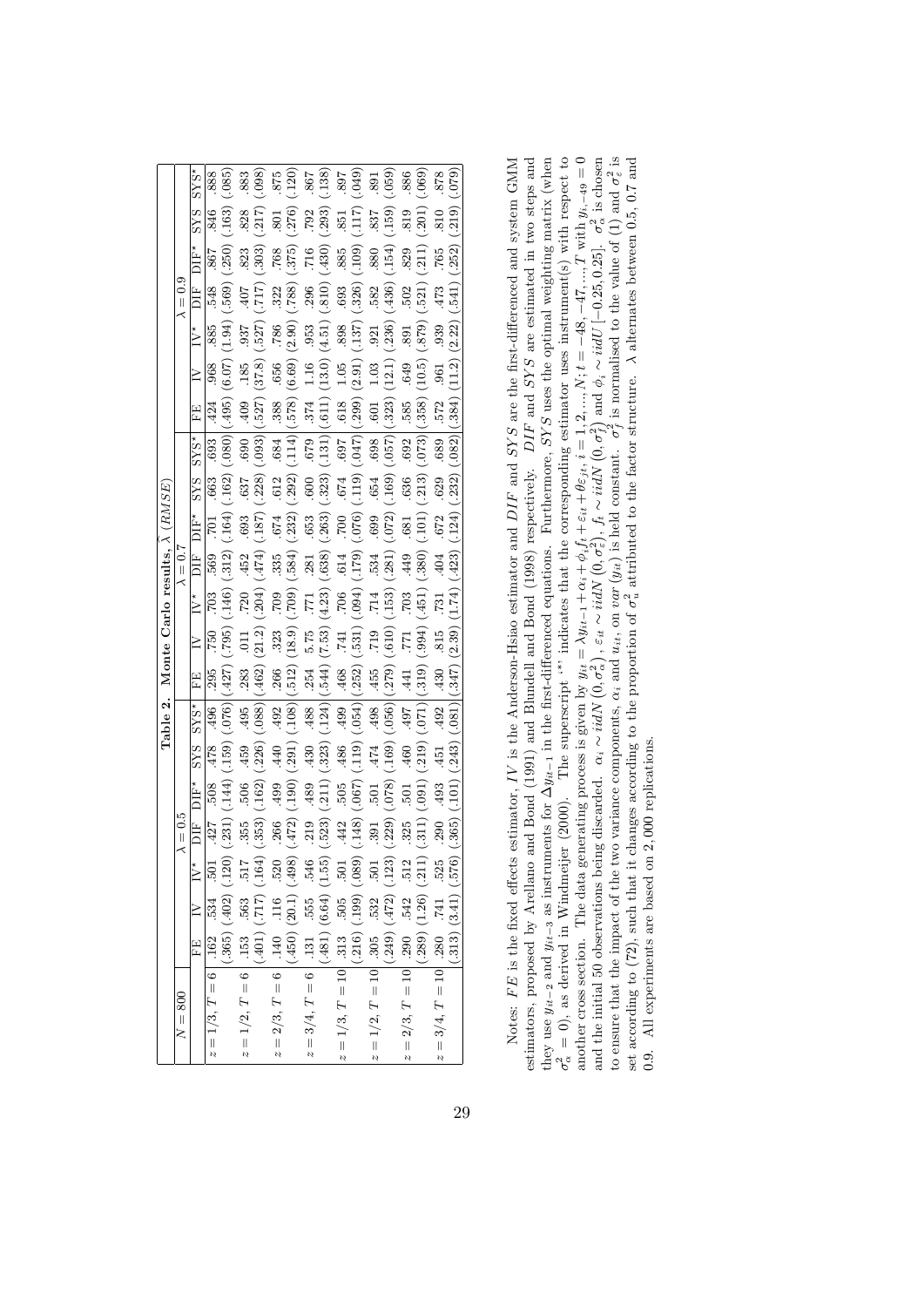**Table 2. Monte Carlo results, $\hat{\lambda}$ (RMSE)**

| $N = 800$ | $\lambda = 0.5$ | | | | | | | $\lambda = 0.7$ | | | | | | | $\lambda = 0.9$ | | | | | | |
|---|---|---|---|---|---|---|---|---|---|---|---|---|---|---|---|---|---|---|---|---|---|
| | FE | IV | IV* | DIF | DIF* | SYS | SYS* | FE | IV | IV* | DIF | DIF* | SYS | SYS* | FE | IV | IV* | DIF | DIF* | SYS | SYS* |
| $z = 1/3, T = 6$ | .162 | .534 | .501 | .427 | .508 | .478 | .496 | .295 | .750 | .703 | .569 | .701 | .663 | .693 | .424 | .968 | .885 | .548 | .867 | .846 | .888 |
| | (.365) | (.402) | (.120) | (.231) | (.144) | (.159) | (.076) | (.427) | (.795) | (.146) | (.312) | (.164) | (.162) | (.080) | (.495) | (6.07) | (1.94) | (.569) | (.250) | (.163) | (.085) |
| $z = 1/2, T = 6$ | .153 | .563 | .517 | .355 | .506 | .459 | .495 | .283 | .011 | .720 | .452 | .693 | .637 | .690 | .409 | .185 | .937 | .407 | .823 | .828 | .883 |
| | (.401) | (.717) | (.164) | (.353) | (.162) | (.226) | (.088) | (.462) | (21.2) | (.204) | (.474) | (.187) | (.228) | (.093) | (.527) | (37.8) | (.527) | (.717) | (.303) | (.217) | (.098) |
| $z = 2/3, T = 6$ | .140 | .116 | .520 | .266 | .499 | .440 | .492 | .266 | .323 | .709 | .335 | .674 | .612 | .684 | .388 | .656 | .786 | .322 | .768 | .801 | .875 |
| | (.450) | (20.1) | (.498) | (.472) | (.190) | (.291) | (.108) | (.512) | (18.9) | (.709) | (.584) | (.232) | (.292) | (.114) | (.578) | (6.69) | (2.90) | (.788) | (.375) | (.276) | (.120) |
| $z = 3/4, T = 6$ | .131 | .555 | .546 | .219 | .489 | .430 | .488 | .254 | 5.75 | .771 | .281 | .653 | .600 | .679 | .374 | 1.16 | .953 | .296 | .716 | .792 | .867 |
| | (.481) | (6.64) | (1.55) | (.523) | (.211) | (.323) | (.124) | (.544) | (7.53) | (4.23) | (.638) | (.263) | (.323) | (.131) | (.611) | (13.0) | (4.51) | (.810) | (.430) | (.293) | (.138) |
| $z = 1/3, T = 10$ | .313 | .505 | .501 | .442 | .505 | .486 | .499 | .468 | .741 | .706 | .614 | .700 | .674 | .697 | .618 | 1.05 | .898 | .693 | .885 | .851 | .897 |
| | (.216) | (.199) | (.089) | (.148) | (.067) | (.119) | (.054) | (.252) | (.531) | (.094) | (.179) | (.076) | (.119) | (.047) | (.299) | (2.91) | (.137) | (.326) | (.109) | (.117) | (.049) |
| $z = 1/2, T = 10$ | .305 | .532 | .501 | .391 | .501 | .474 | .498 | .455 | .719 | .714 | .534 | .699 | .654 | .698 | .601 | 1.03 | .921 | .582 | .880 | .837 | .891 |
| | (.249) | (.472) | (.123) | (.229) | (.078) | (.169) | (.056) | (.279) | (.610) | (.153) | (.281) | (.072) | (.169) | (.057) | (.323) | (12.1) | (.236) | (.436) | (.154) | (.159) | (.059) |
| $z = 2/3, T = 10$ | .290 | .542 | .512 | .325 | .501 | .460 | .497 | .441 | .771 | .703 | .449 | .681 | .636 | .692 | .585 | .649 | .891 | .502 | .829 | .819 | .886 |
| | (.289) | (1.26) | (.211) | (.311) | (.091) | (.219) | (.071) | (.319) | (.994) | (.451) | (.380) | (.101) | (.213) | (.073) | (.358) | (10.5) | (.879) | (.521) | (.211) | (.201) | (.069) |
| $z = 3/4, T = 10$ | .280 | .741 | .525 | .290 | .493 | .451 | .492 | .430 | .815 | .731 | .404 | .672 | .629 | .689 | .572 | .961 | .939 | .473 | .765 | .810 | .878 |
| | (.313) | (3.41) | (.576) | (.365) | (.101) | (.243) | (.081) | (.347) | (2.39) | (1.74) | (.423) | (.124) | (.232) | (.082) | (.384) | (11.2) | (2.22) | (.541) | (.252) | (.219) | (.079) |

Notes: *FE* is the fixed effects estimator, *IV* is the Anderson-Hsiao estimator and *DIF* and *SYS* are the first-differenced and system GMM estimators, proposed by Arellano and Bond (1991) and Blundell and Bond (1998) respectively. *DIF* and *SYS* are estimated in two steps and they use $y_{it-2}$ and $y_{it-3}$ as instruments for $\Delta y_{it-1}$ in the first-differenced equations. Furthermore, *SYS* uses the optimal weighting matrix (when $\sigma^2_\alpha = 0$), as derived in Windmeijer (2000). The superscript '*' indicates that the corresponding estimator uses instrument(s) with respect to another cross section. The data generating process is given by $y_{it} = \lambda y_{it-1} + \alpha_i + \phi_i f_t + \varepsilon_{it} + \theta \varepsilon_{jt}$, $i = 1, 2, ..., N$; $t = -48, -47, ..., T$ with $y_{i,-49} = 0$ and the initial 50 observations being discarded. $\alpha_i \sim iidN(0, \sigma^2_\alpha)$, $\varepsilon_{it} \sim iidN(0, \sigma^2_\varepsilon)$, $f_t \sim iidN(0, \sigma^2_f)$ and $\phi_i \sim iidU[-0.25, 0.25]$. $\sigma^2_\alpha$ is chosen to ensure that the impact of the two variance components, $\alpha_i$ and $u_{it}$, on $var(y_{it})$ is held constant. $\sigma^2_f$ is normalised to the value of (1) and $\sigma^2_\varepsilon$ is set according to (72), such that it changes according to the proportion of $\sigma^2_u$ attributed to the factor structure. $\lambda$ alternates between 0.5, 0.7 and 0.9. All experiments are based on 2,000 replications.